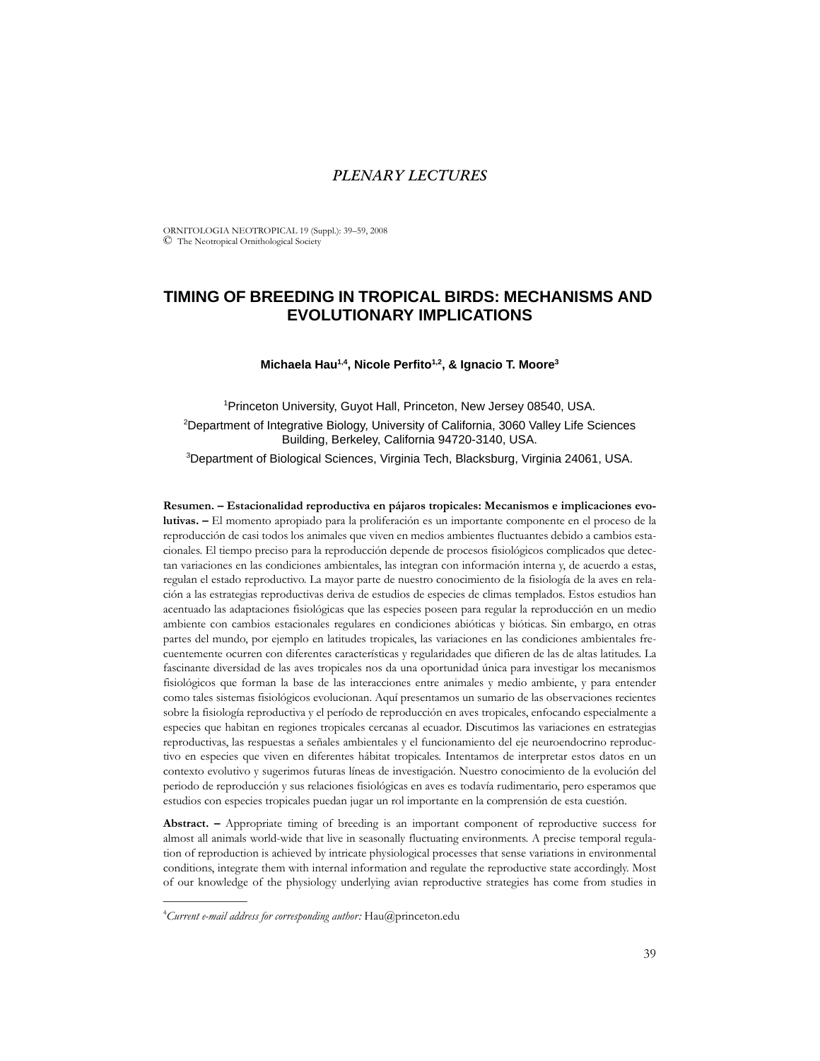*PLENARY LECTURES*

ORNITOLOGIA NEOTROPICAL 19 (Suppl.): 39–59, 2008
© The Neotropical Ornithological Society

# TIMING OF BREEDING IN TROPICAL BIRDS: MECHANISMS AND EVOLUTIONARY IMPLICATIONS

**Michaela Hau[1,4], Nicole Perfito[1,2], & Ignacio T. Moore[3]**

[1]Princeton University, Guyot Hall, Princeton, New Jersey 08540, USA.

[2]Department of Integrative Biology, University of California, 3060 Valley Life Sciences Building, Berkeley, California 94720-3140, USA.

[3]Department of Biological Sciences, Virginia Tech, Blacksburg, Virginia 24061, USA.

**Resumen. – Estacionalidad reproductiva en pájaros tropicales: Mecanismos e implicaciones evolutivas. –** El momento apropiado para la proliferación es un importante componente en el proceso de la reproducción de casi todos los animales que viven en medios ambientes fluctuantes debido a cambios estacionales. El tiempo preciso para la reproducción depende de procesos fisiológicos complicados que detectan variaciones en las condiciones ambientales, las integran con información interna y, de acuerdo a estas, regulan el estado reproductivo. La mayor parte de nuestro conocimiento de la fisiología de la aves en relación a las estrategias reproductivas deriva de estudios de especies de climas templados. Estos estudios han acentuado las adaptaciones fisiológicas que las especies poseen para regular la reproducción en un medio ambiente con cambios estacionales regulares en condiciones abióticas y bióticas. Sin embargo, en otras partes del mundo, por ejemplo en latitudes tropicales, las variaciones en las condiciones ambientales frecuentemente ocurren con diferentes características y regularidades que difieren de las de altas latitudes. La fascinante diversidad de las aves tropicales nos da una oportunidad única para investigar los mecanismos fisiológicos que forman la base de las interacciones entre animales y medio ambiente, y para entender como tales sistemas fisiológicos evolucionan. Aquí presentamos un sumario de las observaciones recientes sobre la fisiología reproductiva y el período de reproducción en aves tropicales, enfocando especialmente a especies que habitan en regiones tropicales cercanas al ecuador. Discutimos las variaciones en estrategias reproductivas, las respuestas a señales ambientales y el funcionamiento del eje neuroendocrino reproductivo en especies que viven en diferentes hábitat tropicales. Intentamos de interpretar estos datos en un contexto evolutivo y sugerimos futuras líneas de investigación. Nuestro conocimiento de la evolución del periodo de reproducción y sus relaciones fisiológicas en aves es todavía rudimentario, pero esperamos que estudios con especies tropicales puedan jugar un rol importante en la comprensión de esta cuestión.

**Abstract. –** Appropriate timing of breeding is an important component of reproductive success for almost all animals world-wide that live in seasonally fluctuating environments. A precise temporal regulation of reproduction is achieved by intricate physiological processes that sense variations in environmental conditions, integrate them with internal information and regulate the reproductive state accordingly. Most of our knowledge of the physiology underlying avian reproductive strategies has come from studies in

[4]*Current e-mail address for corresponding author:* Hau@princeton.edu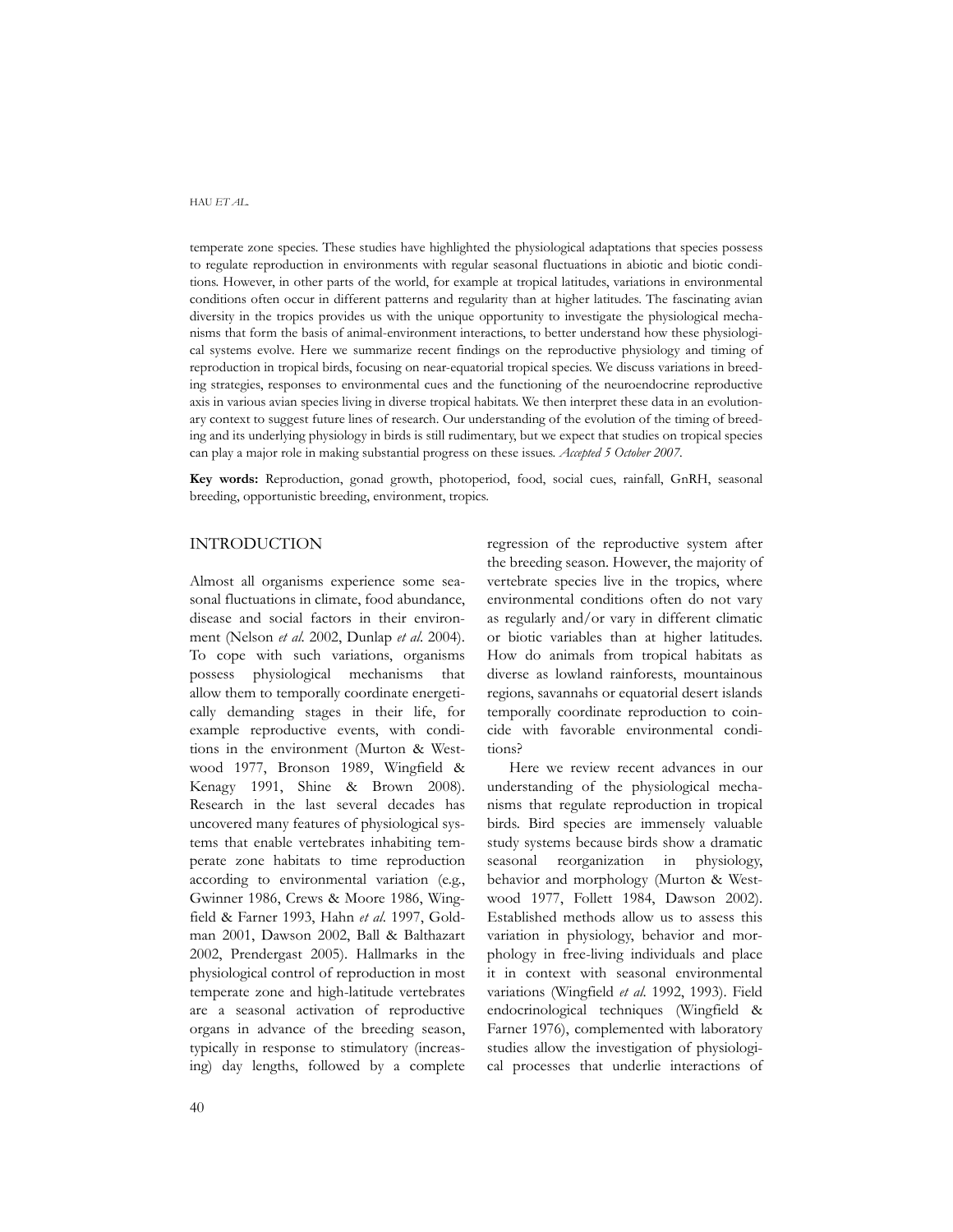temperate zone species. These studies have highlighted the physiological adaptations that species possess to regulate reproduction in environments with regular seasonal fluctuations in abiotic and biotic conditions. However, in other parts of the world, for example at tropical latitudes, variations in environmental conditions often occur in different patterns and regularity than at higher latitudes. The fascinating avian diversity in the tropics provides us with the unique opportunity to investigate the physiological mechanisms that form the basis of animal-environment interactions, to better understand how these physiological systems evolve. Here we summarize recent findings on the reproductive physiology and timing of reproduction in tropical birds, focusing on near-equatorial tropical species. We discuss variations in breeding strategies, responses to environmental cues and the functioning of the neuroendocrine reproductive axis in various avian species living in diverse tropical habitats. We then interpret these data in an evolutionary context to suggest future lines of research. Our understanding of the evolution of the timing of breeding and its underlying physiology in birds is still rudimentary, but we expect that studies on tropical species can play a major role in making substantial progress on these issues. *Accepted 5 October 2007.*

**Key words:** Reproduction, gonad growth, photoperiod, food, social cues, rainfall, GnRH, seasonal breeding, opportunistic breeding, environment, tropics.

## INTRODUCTION

Almost all organisms experience some seasonal fluctuations in climate, food abundance, disease and social factors in their environment (Nelson *et al.* 2002, Dunlap *et al.* 2004). To cope with such variations, organisms possess physiological mechanisms that allow them to temporally coordinate energetically demanding stages in their life, for example reproductive events, with conditions in the environment (Murton & Westwood 1977, Bronson 1989, Wingfield & Kenagy 1991, Shine & Brown 2008). Research in the last several decades has uncovered many features of physiological systems that enable vertebrates inhabiting temperate zone habitats to time reproduction according to environmental variation (e.g., Gwinner 1986, Crews & Moore 1986, Wingfield & Farner 1993, Hahn *et al.* 1997, Goldman 2001, Dawson 2002, Ball & Balthazart 2002, Prendergast 2005). Hallmarks in the physiological control of reproduction in most temperate zone and high-latitude vertebrates are a seasonal activation of reproductive organs in advance of the breeding season, typically in response to stimulatory (increasing) day lengths, followed by a complete regression of the reproductive system after the breeding season. However, the majority of vertebrate species live in the tropics, where environmental conditions often do not vary as regularly and/or vary in different climatic or biotic variables than at higher latitudes. How do animals from tropical habitats as diverse as lowland rainforests, mountainous regions, savannahs or equatorial desert islands temporally coordinate reproduction to coincide with favorable environmental conditions?

Here we review recent advances in our understanding of the physiological mechanisms that regulate reproduction in tropical birds. Bird species are immensely valuable study systems because birds show a dramatic seasonal reorganization in physiology, behavior and morphology (Murton & Westwood 1977, Follett 1984, Dawson 2002). Established methods allow us to assess this variation in physiology, behavior and morphology in free-living individuals and place it in context with seasonal environmental variations (Wingfield *et al.* 1992, 1993). Field endocrinological techniques (Wingfield & Farner 1976), complemented with laboratory studies allow the investigation of physiological processes that underlie interactions of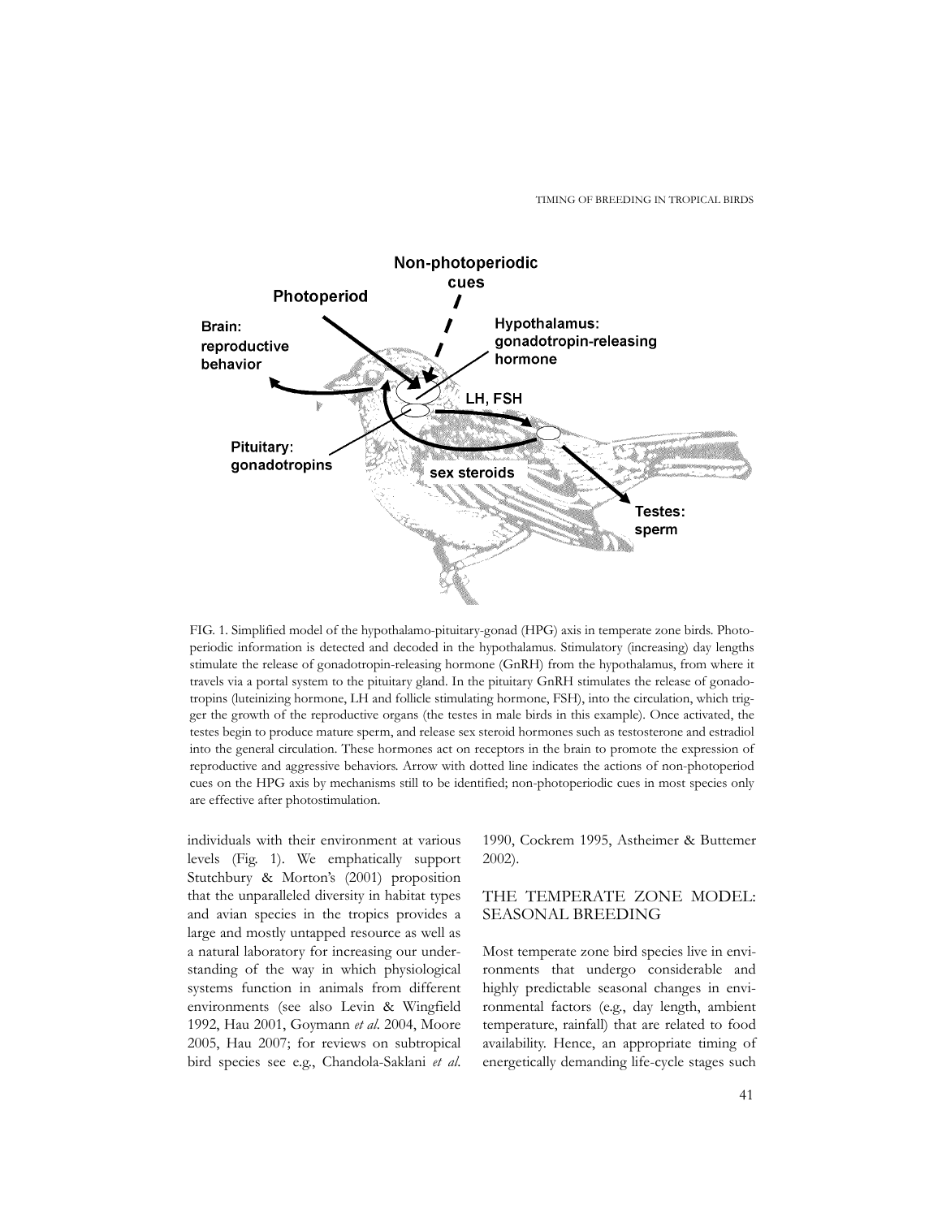FIG. 1. Simplified model of the hypothalamo-pituitary-gonad (HPG) axis in temperate zone birds. Photoperiodic information is detected and decoded in the hypothalamus. Stimulatory (increasing) day lengths stimulate the release of gonadotropin-releasing hormone (GnRH) from the hypothalamus, from where it travels via a portal system to the pituitary gland. In the pituitary GnRH stimulates the release of gonadotropins (luteinizing hormone, LH and follicle stimulating hormone, FSH), into the circulation, which trigger the growth of the reproductive organs (the testes in male birds in this example). Once activated, the testes begin to produce mature sperm, and release sex steroid hormones such as testosterone and estradiol into the general circulation. These hormones act on receptors in the brain to promote the expression of reproductive and aggressive behaviors. Arrow with dotted line indicates the actions of non-photoperiod cues on the HPG axis by mechanisms still to be identified; non-photoperiodic cues in most species only are effective after photostimulation.

individuals with their environment at various levels (Fig. 1). We emphatically support Stutchbury & Morton's (2001) proposition that the unparalleled diversity in habitat types and avian species in the tropics provides a large and mostly untapped resource as well as a natural laboratory for increasing our understanding of the way in which physiological systems function in animals from different environments (see also Levin & Wingfield 1992, Hau 2001, Goymann *et al*. 2004, Moore 2005, Hau 2007; for reviews on subtropical bird species see e.g., Chandola-Saklani *et al*. 1990, Cockrem 1995, Astheimer & Buttemer 2002).

## THE TEMPERATE ZONE MODEL: SEASONAL BREEDING

Most temperate zone bird species live in environments that undergo considerable and highly predictable seasonal changes in environmental factors (e.g., day length, ambient temperature, rainfall) that are related to food availability. Hence, an appropriate timing of energetically demanding life-cycle stages such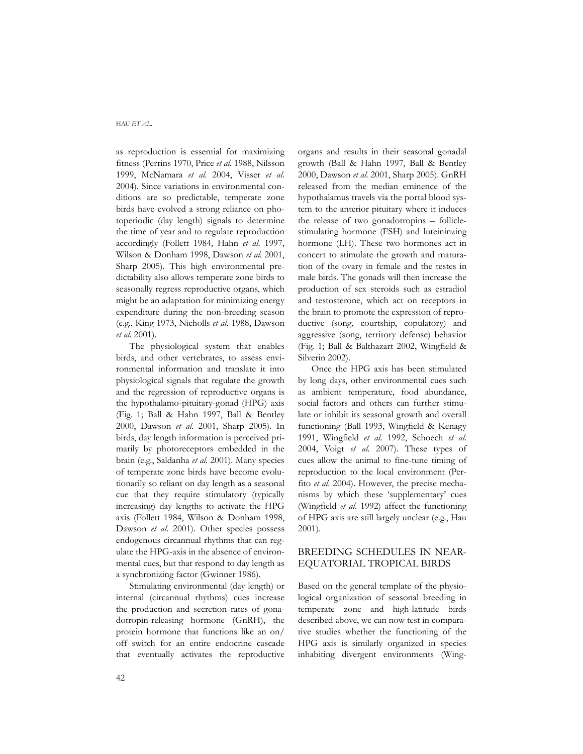as reproduction is essential for maximizing fitness (Perrins 1970, Price *et al.* 1988, Nilsson 1999, McNamara *et al.* 2004, Visser *et al.* 2004). Since variations in environmental conditions are so predictable, temperate zone birds have evolved a strong reliance on photoperiodic (day length) signals to determine the time of year and to regulate reproduction accordingly (Follett 1984, Hahn *et al.* 1997, Wilson & Donham 1998, Dawson *et al.* 2001, Sharp 2005). This high environmental predictability also allows temperate zone birds to seasonally regress reproductive organs, which might be an adaptation for minimizing energy expenditure during the non-breeding season (e.g., King 1973, Nicholls *et al.* 1988, Dawson *et al.* 2001).

The physiological system that enables birds, and other vertebrates, to assess environmental information and translate it into physiological signals that regulate the growth and the regression of reproductive organs is the hypothalamo-pituitary-gonad (HPG) axis (Fig. 1; Ball & Hahn 1997, Ball & Bentley 2000, Dawson *et al.* 2001, Sharp 2005). In birds, day length information is perceived primarily by photoreceptors embedded in the brain (e.g., Saldanha *et al.* 2001). Many species of temperate zone birds have become evolutionarily so reliant on day length as a seasonal cue that they require stimulatory (typically increasing) day lengths to activate the HPG axis (Follett 1984, Wilson & Donham 1998, Dawson *et al.* 2001). Other species possess endogenous circannual rhythms that can regulate the HPG-axis in the absence of environmental cues, but that respond to day length as a synchronizing factor (Gwinner 1986).

Stimulating environmental (day length) or internal (circannual rhythms) cues increase the production and secretion rates of gonadotropin-releasing hormone (GnRH), the protein hormone that functions like an on/off switch for an entire endocrine cascade that eventually activates the reproductive organs and results in their seasonal gonadal growth (Ball & Hahn 1997, Ball & Bentley 2000, Dawson *et al.* 2001, Sharp 2005). GnRH released from the median eminence of the hypothalamus travels via the portal blood system to the anterior pituitary where it induces the release of two gonadotropins – follicle-stimulating hormone (FSH) and luteininzing hormone (LH). These two hormones act in concert to stimulate the growth and maturation of the ovary in female and the testes in male birds. The gonads will then increase the production of sex steroids such as estradiol and testosterone, which act on receptors in the brain to promote the expression of reproductive (song, courtship, copulatory) and aggressive (song, territory defense) behavior (Fig. 1; Ball & Balthazart 2002, Wingfield & Silverin 2002).

Once the HPG axis has been stimulated by long days, other environmental cues such as ambient temperature, food abundance, social factors and others can further stimulate or inhibit its seasonal growth and overall functioning (Ball 1993, Wingfield & Kenagy 1991, Wingfield *et al.* 1992, Schoech *et al.* 2004, Voigt *et al.* 2007). These types of cues allow the animal to fine-tune timing of reproduction to the local environment (Perfito *et al.* 2004). However, the precise mechanisms by which these 'supplementary' cues (Wingfield *et al.* 1992) affect the functioning of HPG axis are still largely unclear (e.g., Hau 2001).

## BREEDING SCHEDULES IN NEAR-EQUATORIAL TROPICAL BIRDS

Based on the general template of the physiological organization of seasonal breeding in temperate zone and high-latitude birds described above, we can now test in comparative studies whether the functioning of the HPG axis is similarly organized in species inhabiting divergent environments (Wing-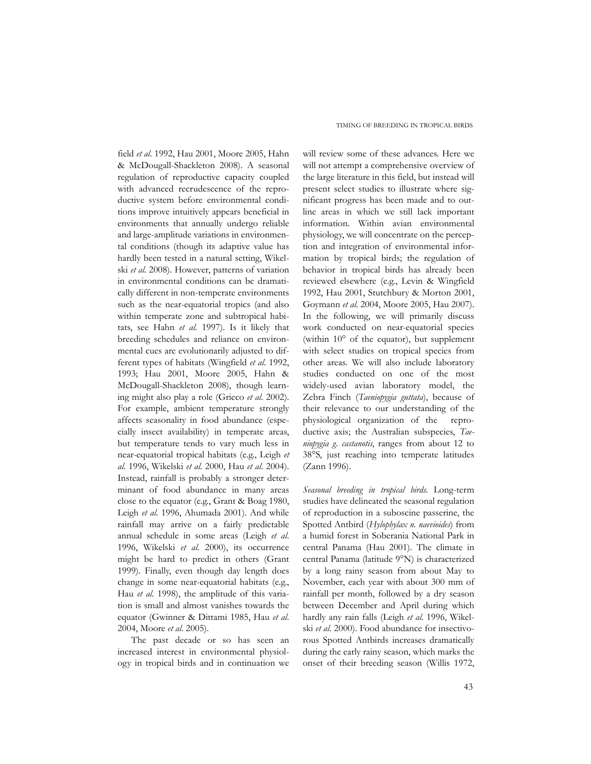field *et al*. 1992, Hau 2001, Moore 2005, Hahn & McDougall-Shackleton 2008). A seasonal regulation of reproductive capacity coupled with advanced recrudescence of the reproductive system before environmental conditions improve intuitively appears beneficial in environments that annually undergo reliable and large-amplitude variations in environmental conditions (though its adaptive value has hardly been tested in a natural setting, Wikelski *et al*. 2008). However, patterns of variation in environmental conditions can be dramatically different in non-temperate environments such as the near-equatorial tropics (and also within temperate zone and subtropical habitats, see Hahn *et al*. 1997). Is it likely that breeding schedules and reliance on environmental cues are evolutionarily adjusted to different types of habitats (Wingfield *et al*. 1992, 1993; Hau 2001, Moore 2005, Hahn & McDougall-Shackleton 2008), though learning might also play a role (Grieco *et al*. 2002). For example, ambient temperature strongly affects seasonality in food abundance (especially insect availability) in temperate areas, but temperature tends to vary much less in near-equatorial tropical habitats (e.g., Leigh *et al*. 1996, Wikelski *et al*. 2000, Hau *et al*. 2004). Instead, rainfall is probably a stronger determinant of food abundance in many areas close to the equator (e.g., Grant & Boag 1980, Leigh *et al*. 1996, Ahumada 2001). And while rainfall may arrive on a fairly predictable annual schedule in some areas (Leigh *et al*. 1996, Wikelski *et al*. 2000), its occurrence might be hard to predict in others (Grant 1999). Finally, even though day length does change in some near-equatorial habitats (e.g., Hau *et al*. 1998), the amplitude of this variation is small and almost vanishes towards the equator (Gwinner & Dittami 1985, Hau *et al*. 2004, Moore *et al*. 2005).

The past decade or so has seen an increased interest in environmental physiology in tropical birds and in continuation we will review some of these advances. Here we will not attempt a comprehensive overview of the large literature in this field, but instead will present select studies to illustrate where significant progress has been made and to outline areas in which we still lack important information. Within avian environmental physiology, we will concentrate on the perception and integration of environmental information by tropical birds; the regulation of behavior in tropical birds has already been reviewed elsewhere (e.g., Levin & Wingfield 1992, Hau 2001, Stutchbury & Morton 2001, Goymann *et al*. 2004, Moore 2005, Hau 2007). In the following, we will primarily discuss work conducted on near-equatorial species (within 10° of the equator), but supplement with select studies on tropical species from other areas. We will also include laboratory studies conducted on one of the most widely-used avian laboratory model, the Zebra Finch (*Taeniopygia guttata*), because of their relevance to our understanding of the physiological organization of the reproductive axis; the Australian subspecies, *Taeniopygia g. castanotis*, ranges from about 12 to 38°S, just reaching into temperate latitudes (Zann 1996).

*Seasonal breeding in tropical birds.* Long-term studies have delineated the seasonal regulation of reproduction in a suboscine passerine, the Spotted Antbird (*Hylophylax n. naevioides*) from a humid forest in Soberania National Park in central Panama (Hau 2001). The climate in central Panama (latitude 9°N) is characterized by a long rainy season from about May to November, each year with about 300 mm of rainfall per month, followed by a dry season between December and April during which hardly any rain falls (Leigh *et al*. 1996, Wikelski *et al*. 2000). Food abundance for insectivorous Spotted Antbirds increases dramatically during the early rainy season, which marks the onset of their breeding season (Willis 1972,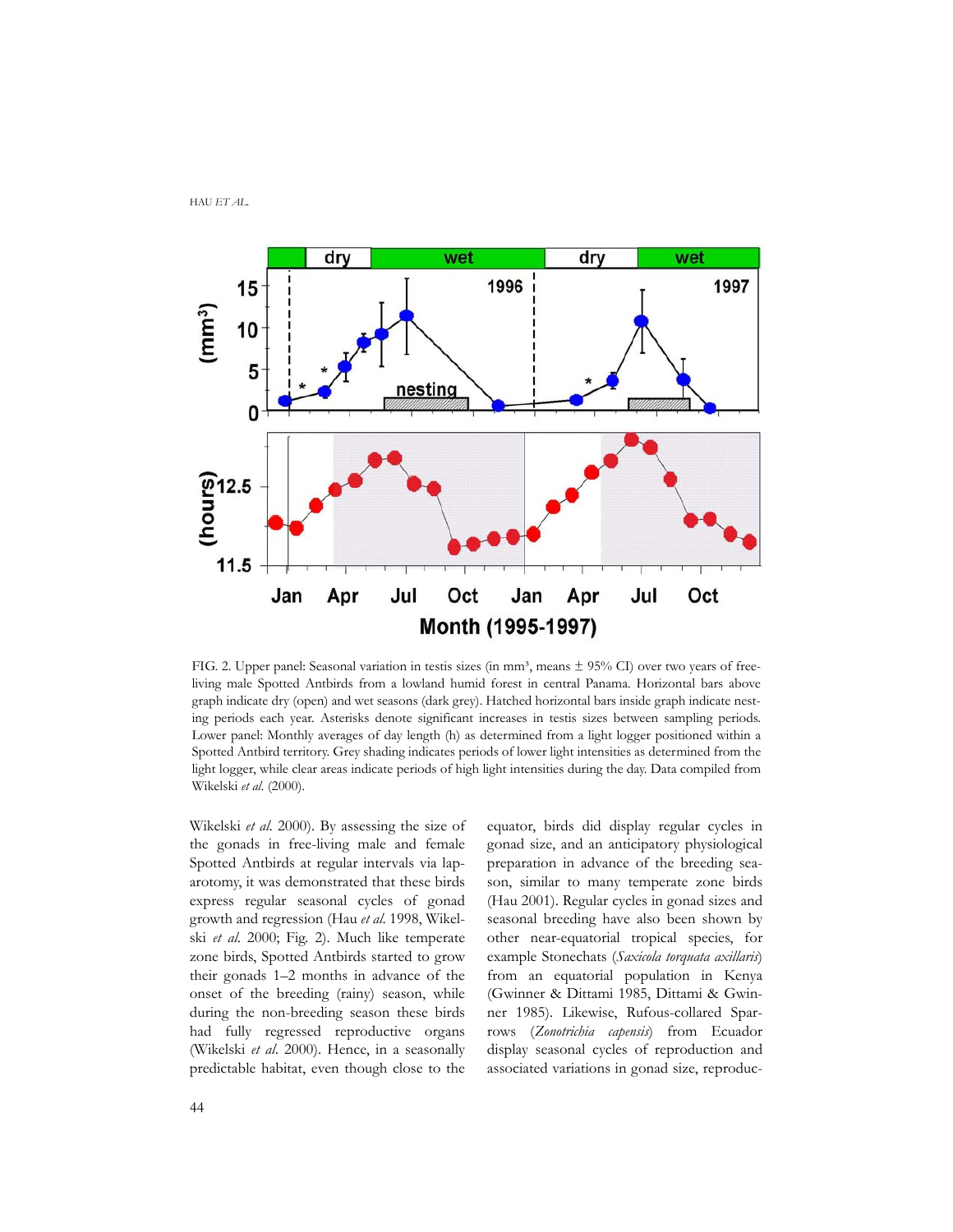FIG. 2. Upper panel: Seasonal variation in testis sizes (in mm³, means ± 95% CI) over two years of free-living male Spotted Antbirds from a lowland humid forest in central Panama. Horizontal bars above graph indicate dry (open) and wet seasons (dark grey). Hatched horizontal bars inside graph indicate nesting periods each year. Asterisks denote significant increases in testis sizes between sampling periods. Lower panel: Monthly averages of day length (h) as determined from a light logger positioned within a Spotted Antbird territory. Grey shading indicates periods of lower light intensities as determined from the light logger, while clear areas indicate periods of high light intensities during the day. Data compiled from Wikelski *et al.* (2000).

Wikelski *et al.* 2000). By assessing the size of the gonads in free-living male and female Spotted Antbirds at regular intervals via laparotomy, it was demonstrated that these birds express regular seasonal cycles of gonad growth and regression (Hau *et al.* 1998, Wikelski *et al.* 2000; Fig. 2). Much like temperate zone birds, Spotted Antbirds started to grow their gonads 1–2 months in advance of the onset of the breeding (rainy) season, while during the non-breeding season these birds had fully regressed reproductive organs (Wikelski *et al.* 2000). Hence, in a seasonally predictable habitat, even though close to the equator, birds did display regular cycles in gonad size, and an anticipatory physiological preparation in advance of the breeding season, similar to many temperate zone birds (Hau 2001). Regular cycles in gonad sizes and seasonal breeding have also been shown by other near-equatorial tropical species, for example Stonechats (*Saxicola torquata axillaris*) from an equatorial population in Kenya (Gwinner & Dittami 1985, Dittami & Gwinner 1985). Likewise, Rufous-collared Sparrows (*Zonotrichia capensis*) from Ecuador display seasonal cycles of reproduction and associated variations in gonad size, reproduc-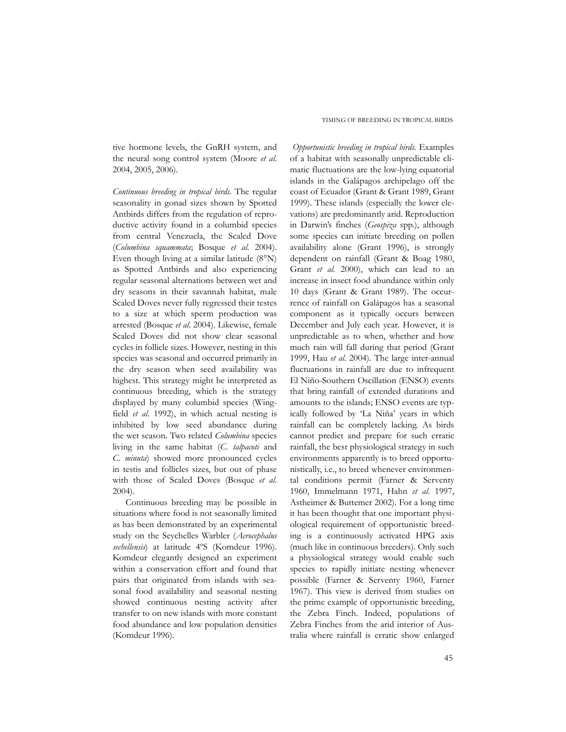tive hormone levels, the GnRH system, and the neural song control system (Moore *et al.* 2004, 2005, 2006).

*Continuous breeding in tropical birds.* The regular seasonality in gonad sizes shown by Spotted Antbirds differs from the regulation of reproductive activity found in a columbid species from central Venezuela, the Scaled Dove (*Columbina squammata*; Bosque *et al.* 2004). Even though living at a similar latitude (8°N) as Spotted Antbirds and also experiencing regular seasonal alternations between wet and dry seasons in their savannah habitat, male Scaled Doves never fully regressed their testes to a size at which sperm production was arrested (Bosque *et al.* 2004). Likewise, female Scaled Doves did not show clear seasonal cycles in follicle sizes. However, nesting in this species was seasonal and occurred primarily in the dry season when seed availability was highest. This strategy might be interpreted as continuous breeding, which is the strategy displayed by many columbid species (Wingfield *et al.* 1992), in which actual nesting is inhibited by low seed abundance during the wet season. Two related *Columbina* species living in the same habitat (*C. talpacoti* and *C. minuta*) showed more pronounced cycles in testis and follicles sizes, but out of phase with those of Scaled Doves (Bosque *et al.* 2004).

Continuous breeding may be possible in situations where food is not seasonally limited as has been demonstrated by an experimental study on the Seychelles Warbler (*Acrocephalus sechellensis*) at latitude 4ºS (Komdeur 1996). Komdeur elegantly designed an experiment within a conservation effort and found that pairs that originated from islands with seasonal food availability and seasonal nesting showed continuous nesting activity after transfer to on new islands with more constant food abundance and low population densities (Komdeur 1996).

*Opportunistic breeding in tropical birds.* Examples of a habitat with seasonally unpredictable climatic fluctuations are the low-lying equatorial islands in the Galápagos archipelago off the coast of Ecuador (Grant & Grant 1989, Grant 1999). These islands (especially the lower elevations) are predominantly arid. Reproduction in Darwin's finches (*Geospiza* spp.), although some species can initiate breeding on pollen availability alone (Grant 1996), is strongly dependent on rainfall (Grant & Boag 1980, Grant *et al.* 2000), which can lead to an increase in insect food abundance within only 10 days (Grant & Grant 1989). The occurrence of rainfall on Galápagos has a seasonal component as it typically occurs between December and July each year. However, it is unpredictable as to when, whether and how much rain will fall during that period (Grant 1999, Hau *et al.* 2004). The large inter-annual fluctuations in rainfall are due to infrequent El Niño-Southern Oscillation (ENSO) events that bring rainfall of extended durations and amounts to the islands; ENSO events are typically followed by 'La Niña' years in which rainfall can be completely lacking. As birds cannot predict and prepare for such erratic rainfall, the best physiological strategy in such environments apparently is to breed opportunistically, i.e., to breed whenever environmental conditions permit (Farner & Serventy 1960, Immelmann 1971, Hahn *et al.* 1997, Astheimer & Buttemer 2002). For a long time it has been thought that one important physiological requirement of opportunistic breeding is a continuously activated HPG axis (much like in continuous breeders). Only such a physiological strategy would enable such species to rapidly initiate nesting whenever possible (Farner & Serventy 1960, Farner 1967). This view is derived from studies on the prime example of opportunistic breeding, the Zebra Finch. Indeed, populations of Zebra Finches from the arid interior of Australia where rainfall is erratic show enlarged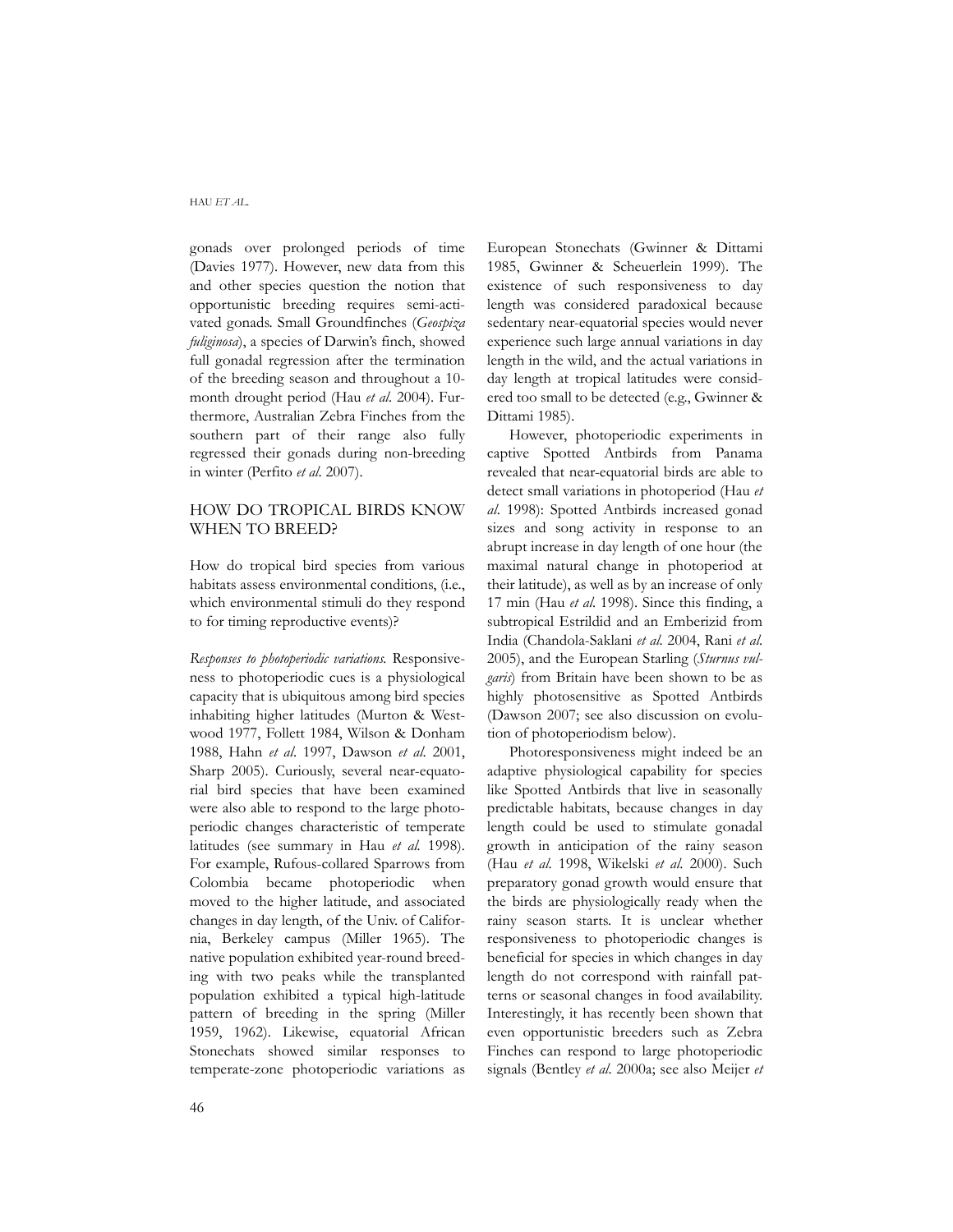gonads over prolonged periods of time (Davies 1977). However, new data from this and other species question the notion that opportunistic breeding requires semi-activated gonads. Small Groundfinches (*Geospiza fuliginosa*), a species of Darwin's finch, showed full gonadal regression after the termination of the breeding season and throughout a 10-month drought period (Hau *et al*. 2004). Furthermore, Australian Zebra Finches from the southern part of their range also fully regressed their gonads during non-breeding in winter (Perfito *et al*. 2007).

## HOW DO TROPICAL BIRDS KNOW WHEN TO BREED?

How do tropical bird species from various habitats assess environmental conditions, (i.e., which environmental stimuli do they respond to for timing reproductive events)?

*Responses to photoperiodic variations.* Responsiveness to photoperiodic cues is a physiological capacity that is ubiquitous among bird species inhabiting higher latitudes (Murton & Westwood 1977, Follett 1984, Wilson & Donham 1988, Hahn *et al*. 1997, Dawson *et al*. 2001, Sharp 2005). Curiously, several near-equatorial bird species that have been examined were also able to respond to the large photoperiodic changes characteristic of temperate latitudes (see summary in Hau *et al.* 1998). For example, Rufous-collared Sparrows from Colombia became photoperiodic when moved to the higher latitude, and associated changes in day length, of the Univ. of California, Berkeley campus (Miller 1965). The native population exhibited year-round breeding with two peaks while the transplanted population exhibited a typical high-latitude pattern of breeding in the spring (Miller 1959, 1962). Likewise, equatorial African Stonechats showed similar responses to temperate-zone photoperiodic variations as European Stonechats (Gwinner & Dittami 1985, Gwinner & Scheuerlein 1999). The existence of such responsiveness to day length was considered paradoxical because sedentary near-equatorial species would never experience such large annual variations in day length in the wild, and the actual variations in day length at tropical latitudes were considered too small to be detected (e.g., Gwinner & Dittami 1985).

However, photoperiodic experiments in captive Spotted Antbirds from Panama revealed that near-equatorial birds are able to detect small variations in photoperiod (Hau *et al*. 1998): Spotted Antbirds increased gonad sizes and song activity in response to an abrupt increase in day length of one hour (the maximal natural change in photoperiod at their latitude), as well as by an increase of only 17 min (Hau *et al*. 1998). Since this finding, a subtropical Estrildid and an Emberizid from India (Chandola-Saklani *et al*. 2004, Rani *et al*. 2005), and the European Starling (*Sturnus vulgaris*) from Britain have been shown to be as highly photosensitive as Spotted Antbirds (Dawson 2007; see also discussion on evolution of photoperiodism below).

Photoresponsiveness might indeed be an adaptive physiological capability for species like Spotted Antbirds that live in seasonally predictable habitats, because changes in day length could be used to stimulate gonadal growth in anticipation of the rainy season (Hau *et al*. 1998, Wikelski *et al*. 2000). Such preparatory gonad growth would ensure that the birds are physiologically ready when the rainy season starts. It is unclear whether responsiveness to photoperiodic changes is beneficial for species in which changes in day length do not correspond with rainfall patterns or seasonal changes in food availability. Interestingly, it has recently been shown that even opportunistic breeders such as Zebra Finches can respond to large photoperiodic signals (Bentley *et al*. 2000a; see also Meijer *et*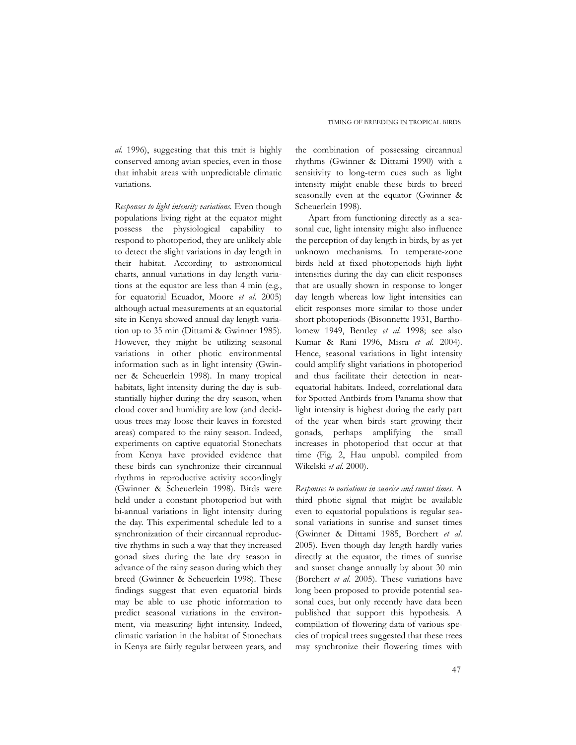*al.* 1996), suggesting that this trait is highly conserved among avian species, even in those that inhabit areas with unpredictable climatic variations.

*Responses to light intensity variations.* Even though populations living right at the equator might possess the physiological capability to respond to photoperiod, they are unlikely able to detect the slight variations in day length in their habitat. According to astronomical charts, annual variations in day length variations at the equator are less than 4 min (e.g., for equatorial Ecuador, Moore *et al.* 2005) although actual measurements at an equatorial site in Kenya showed annual day length variation up to 35 min (Dittami & Gwinner 1985). However, they might be utilizing seasonal variations in other photic environmental information such as in light intensity (Gwinner & Scheuerlein 1998). In many tropical habitats, light intensity during the day is substantially higher during the dry season, when cloud cover and humidity are low (and deciduous trees may loose their leaves in forested areas) compared to the rainy season. Indeed, experiments on captive equatorial Stonechats from Kenya have provided evidence that these birds can synchronize their circannual rhythms in reproductive activity accordingly (Gwinner & Scheuerlein 1998). Birds were held under a constant photoperiod but with bi-annual variations in light intensity during the day. This experimental schedule led to a synchronization of their circannual reproductive rhythms in such a way that they increased gonad sizes during the late dry season in advance of the rainy season during which they breed (Gwinner & Scheuerlein 1998). These findings suggest that even equatorial birds may be able to use photic information to predict seasonal variations in the environment, via measuring light intensity. Indeed, climatic variation in the habitat of Stonechats in Kenya are fairly regular between years, and the combination of possessing circannual rhythms (Gwinner & Dittami 1990) with a sensitivity to long-term cues such as light intensity might enable these birds to breed seasonally even at the equator (Gwinner & Scheuerlein 1998).

Apart from functioning directly as a seasonal cue, light intensity might also influence the perception of day length in birds, by as yet unknown mechanisms. In temperate-zone birds held at fixed photoperiods high light intensities during the day can elicit responses that are usually shown in response to longer day length whereas low light intensities can elicit responses more similar to those under short photoperiods (Bisonnette 1931, Bartholomew 1949, Bentley *et al.* 1998; see also Kumar & Rani 1996, Misra *et al.* 2004). Hence, seasonal variations in light intensity could amplify slight variations in photoperiod and thus facilitate their detection in near-equatorial habitats. Indeed, correlational data for Spotted Antbirds from Panama show that light intensity is highest during the early part of the year when birds start growing their gonads, perhaps amplifying the small increases in photoperiod that occur at that time (Fig. 2, Hau unpubl. compiled from Wikelski *et al.* 2000).

*Responses to variations in sunrise and sunset times.* A third photic signal that might be available even to equatorial populations is regular seasonal variations in sunrise and sunset times (Gwinner & Dittami 1985, Borchert *et al.* 2005). Even though day length hardly varies directly at the equator, the times of sunrise and sunset change annually by about 30 min (Borchert *et al.* 2005). These variations have long been proposed to provide potential seasonal cues, but only recently have data been published that support this hypothesis. A compilation of flowering data of various species of tropical trees suggested that these trees may synchronize their flowering times with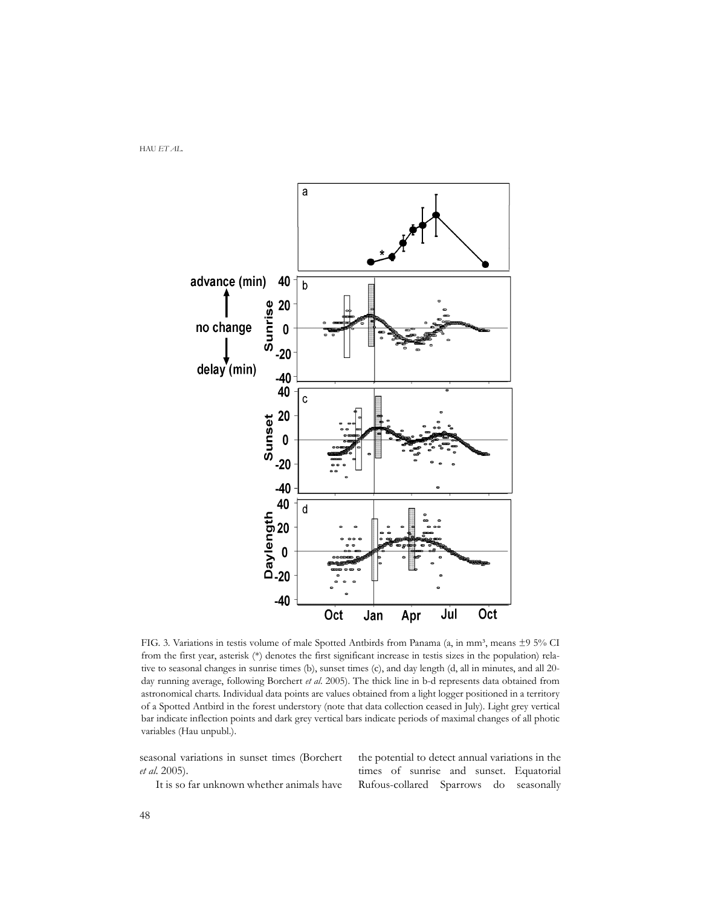FIG. 3. Variations in testis volume of male Spotted Antbirds from Panama (a, in mm³, means ±9 5% CI from the first year, asterisk (*) denotes the first significant increase in testis sizes in the population) relative to seasonal changes in sunrise times (b), sunset times (c), and day length (d, all in minutes, and all 20-day running average, following Borchert *et al.* 2005). The thick line in b-d represents data obtained from astronomical charts. Individual data points are values obtained from a light logger positioned in a territory of a Spotted Antbird in the forest understory (note that data collection ceased in July). Light grey vertical bar indicate inflection points and dark grey vertical bars indicate periods of maximal changes of all photic variables (Hau unpubl.).

seasonal variations in sunset times (Borchert *et al.* 2005).

It is so far unknown whether animals have the potential to detect annual variations in the times of sunrise and sunset. Equatorial Rufous-collared Sparrows do seasonally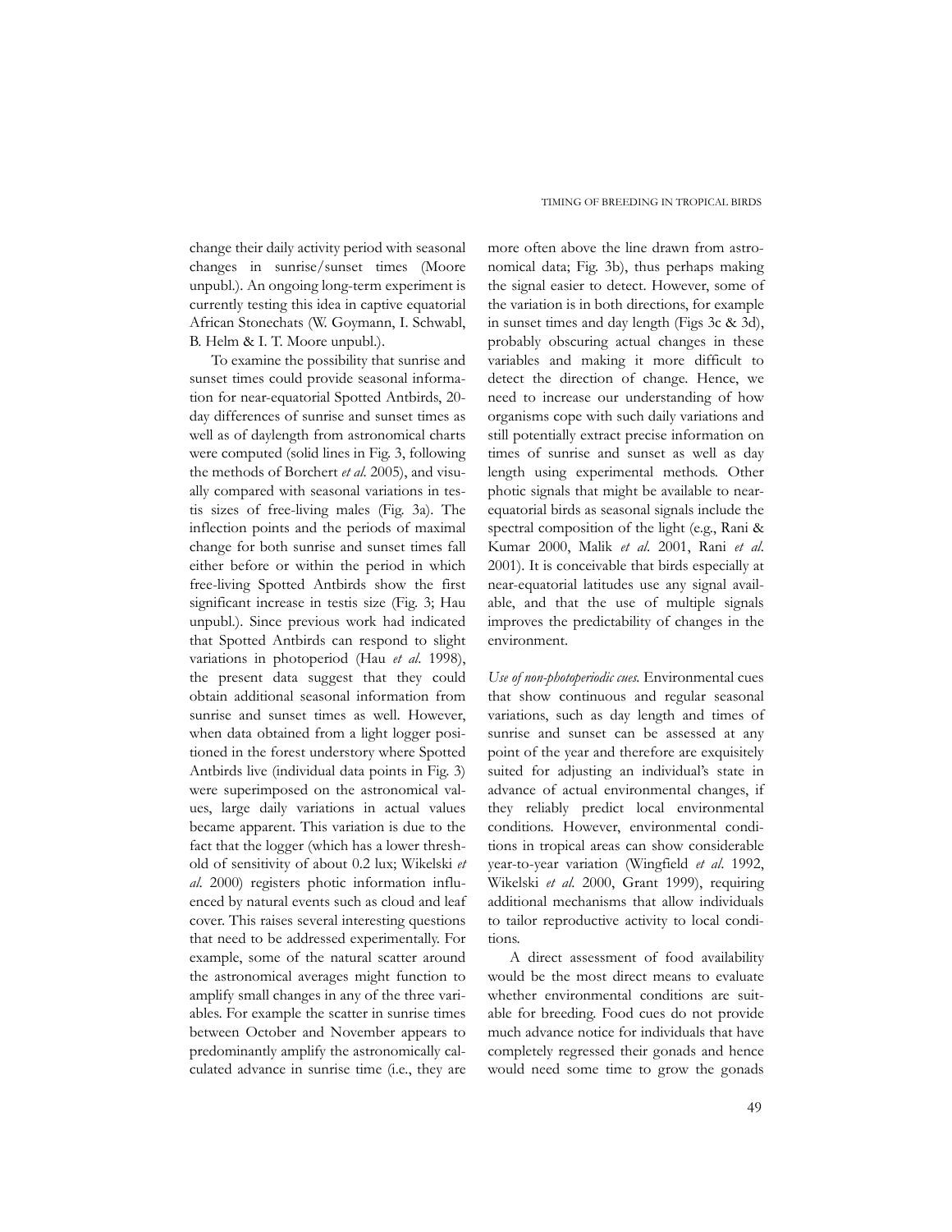change their daily activity period with seasonal changes in sunrise/sunset times (Moore unpubl.). An ongoing long-term experiment is currently testing this idea in captive equatorial African Stonechats (W. Goymann, I. Schwabl, B. Helm & I. T. Moore unpubl.).

To examine the possibility that sunrise and sunset times could provide seasonal information for near-equatorial Spotted Antbirds, 20-day differences of sunrise and sunset times as well as of daylength from astronomical charts were computed (solid lines in Fig. 3, following the methods of Borchert *et al.* 2005), and visually compared with seasonal variations in testis sizes of free-living males (Fig. 3a). The inflection points and the periods of maximal change for both sunrise and sunset times fall either before or within the period in which free-living Spotted Antbirds show the first significant increase in testis size (Fig. 3; Hau unpubl.). Since previous work had indicated that Spotted Antbirds can respond to slight variations in photoperiod (Hau *et al.* 1998), the present data suggest that they could obtain additional seasonal information from sunrise and sunset times as well. However, when data obtained from a light logger positioned in the forest understory where Spotted Antbirds live (individual data points in Fig. 3) were superimposed on the astronomical values, large daily variations in actual values became apparent. This variation is due to the fact that the logger (which has a lower threshold of sensitivity of about 0.2 lux; Wikelski *et al.* 2000) registers photic information influenced by natural events such as cloud and leaf cover. This raises several interesting questions that need to be addressed experimentally. For example, some of the natural scatter around the astronomical averages might function to amplify small changes in any of the three variables. For example the scatter in sunrise times between October and November appears to predominantly amplify the astronomically calculated advance in sunrise time (i.e., they are more often above the line drawn from astronomical data; Fig. 3b), thus perhaps making the signal easier to detect. However, some of the variation is in both directions, for example in sunset times and day length (Figs 3c & 3d), probably obscuring actual changes in these variables and making it more difficult to detect the direction of change. Hence, we need to increase our understanding of how organisms cope with such daily variations and still potentially extract precise information on times of sunrise and sunset as well as day length using experimental methods. Other photic signals that might be available to near-equatorial birds as seasonal signals include the spectral composition of the light (e.g., Rani & Kumar 2000, Malik *et al.* 2001, Rani *et al.* 2001). It is conceivable that birds especially at near-equatorial latitudes use any signal available, and that the use of multiple signals improves the predictability of changes in the environment.

*Use of non-photoperiodic cues.* Environmental cues that show continuous and regular seasonal variations, such as day length and times of sunrise and sunset can be assessed at any point of the year and therefore are exquisitely suited for adjusting an individual's state in advance of actual environmental changes, if they reliably predict local environmental conditions. However, environmental conditions in tropical areas can show considerable year-to-year variation (Wingfield *et al.* 1992, Wikelski *et al.* 2000, Grant 1999), requiring additional mechanisms that allow individuals to tailor reproductive activity to local conditions.

A direct assessment of food availability would be the most direct means to evaluate whether environmental conditions are suitable for breeding. Food cues do not provide much advance notice for individuals that have completely regressed their gonads and hence would need some time to grow the gonads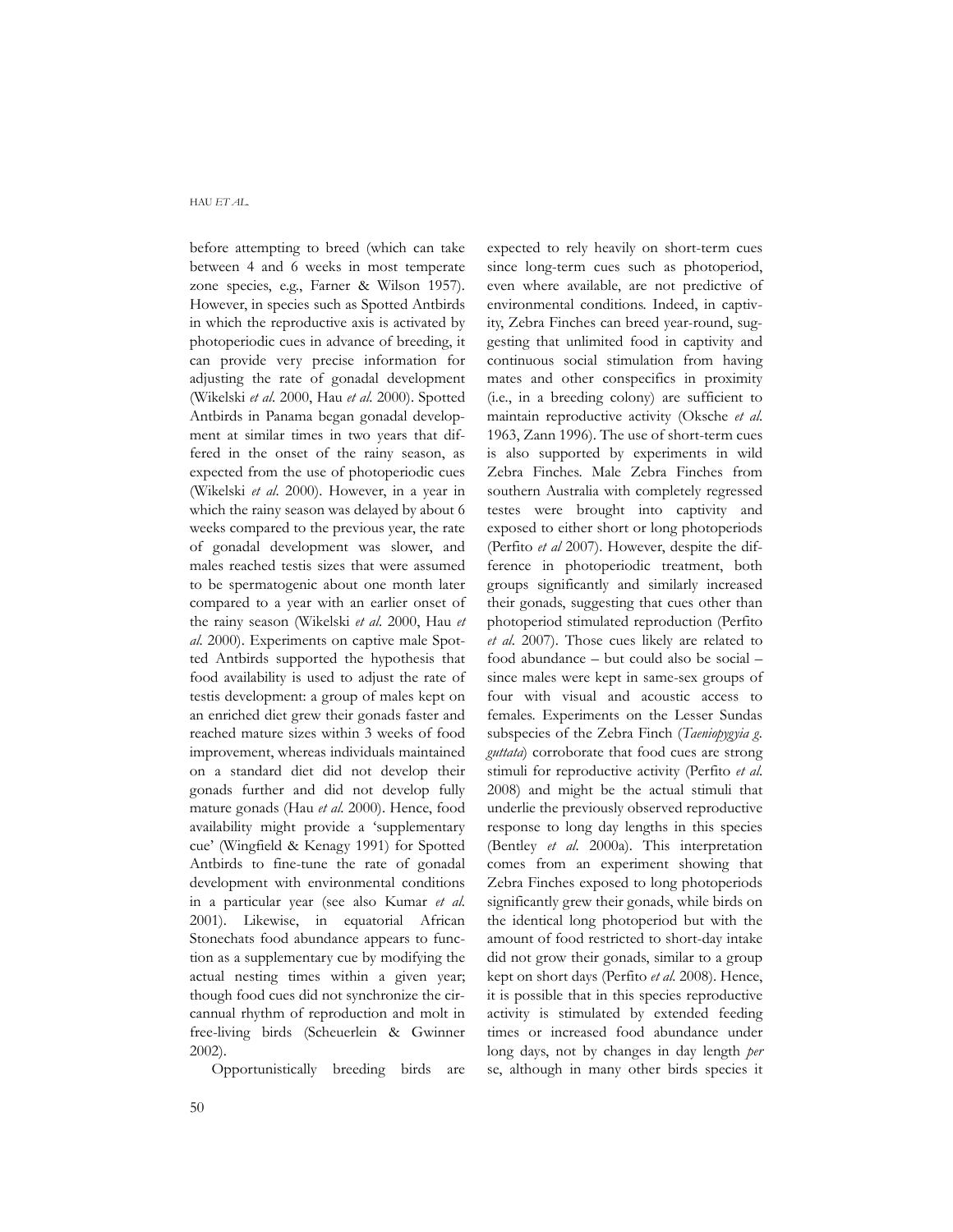before attempting to breed (which can take between 4 and 6 weeks in most temperate zone species, e.g., Farner & Wilson 1957). However, in species such as Spotted Antbirds in which the reproductive axis is activated by photoperiodic cues in advance of breeding, it can provide very precise information for adjusting the rate of gonadal development (Wikelski *et al*. 2000, Hau *et al*. 2000). Spotted Antbirds in Panama began gonadal development at similar times in two years that differed in the onset of the rainy season, as expected from the use of photoperiodic cues (Wikelski *et al*. 2000). However, in a year in which the rainy season was delayed by about 6 weeks compared to the previous year, the rate of gonadal development was slower, and males reached testis sizes that were assumed to be spermatogenic about one month later compared to a year with an earlier onset of the rainy season (Wikelski *et al*. 2000, Hau *et al*. 2000). Experiments on captive male Spotted Antbirds supported the hypothesis that food availability is used to adjust the rate of testis development: a group of males kept on an enriched diet grew their gonads faster and reached mature sizes within 3 weeks of food improvement, whereas individuals maintained on a standard diet did not develop their gonads further and did not develop fully mature gonads (Hau *et al.* 2000). Hence, food availability might provide a 'supplementary cue' (Wingfield & Kenagy 1991) for Spotted Antbirds to fine-tune the rate of gonadal development with environmental conditions in a particular year (see also Kumar *et al.* 2001). Likewise, in equatorial African Stonechats food abundance appears to function as a supplementary cue by modifying the actual nesting times within a given year; though food cues did not synchronize the circannual rhythm of reproduction and molt in free-living birds (Scheuerlein & Gwinner 2002).

Opportunistically breeding birds are expected to rely heavily on short-term cues since long-term cues such as photoperiod, even where available, are not predictive of environmental conditions. Indeed, in captivity, Zebra Finches can breed year-round, suggesting that unlimited food in captivity and continuous social stimulation from having mates and other conspecifics in proximity (i.e., in a breeding colony) are sufficient to maintain reproductive activity (Oksche *et al*. 1963, Zann 1996). The use of short-term cues is also supported by experiments in wild Zebra Finches. Male Zebra Finches from southern Australia with completely regressed testes were brought into captivity and exposed to either short or long photoperiods (Perfito *et al* 2007). However, despite the difference in photoperiodic treatment, both groups significantly and similarly increased their gonads, suggesting that cues other than photoperiod stimulated reproduction (Perfito *et al*. 2007). Those cues likely are related to food abundance – but could also be social – since males were kept in same-sex groups of four with visual and acoustic access to females. Experiments on the Lesser Sundas subspecies of the Zebra Finch (*Taeniopygyia g. guttata*) corroborate that food cues are strong stimuli for reproductive activity (Perfito *et al*. 2008) and might be the actual stimuli that underlie the previously observed reproductive response to long day lengths in this species (Bentley *et al*. 2000a). This interpretation comes from an experiment showing that Zebra Finches exposed to long photoperiods significantly grew their gonads, while birds on the identical long photoperiod but with the amount of food restricted to short-day intake did not grow their gonads, similar to a group kept on short days (Perfito *et al.* 2008). Hence, it is possible that in this species reproductive activity is stimulated by extended feeding times or increased food abundance under long days, not by changes in day length *per* se, although in many other birds species it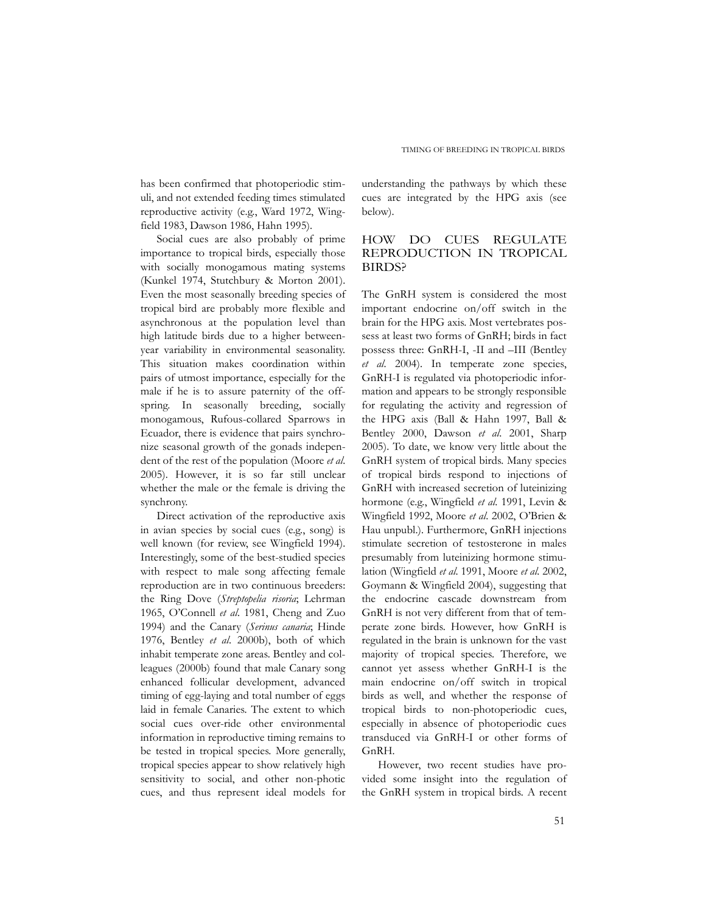has been confirmed that photoperiodic stimuli, and not extended feeding times stimulated reproductive activity (e.g., Ward 1972, Wingfield 1983, Dawson 1986, Hahn 1995).

Social cues are also probably of prime importance to tropical birds, especially those with socially monogamous mating systems (Kunkel 1974, Stutchbury & Morton 2001). Even the most seasonally breeding species of tropical bird are probably more flexible and asynchronous at the population level than high latitude birds due to a higher between-year variability in environmental seasonality. This situation makes coordination within pairs of utmost importance, especially for the male if he is to assure paternity of the offspring. In seasonally breeding, socially monogamous, Rufous-collared Sparrows in Ecuador, there is evidence that pairs synchronize seasonal growth of the gonads independent of the rest of the population (Moore *et al*. 2005). However, it is so far still unclear whether the male or the female is driving the synchrony.

Direct activation of the reproductive axis in avian species by social cues (e.g., song) is well known (for review, see Wingfield 1994). Interestingly, some of the best-studied species with respect to male song affecting female reproduction are in two continuous breeders: the Ring Dove (*Streptopelia risoria*; Lehrman 1965, O'Connell *et al*. 1981, Cheng and Zuo 1994) and the Canary (*Serinus canaria*; Hinde 1976, Bentley *et al*. 2000b), both of which inhabit temperate zone areas. Bentley and colleagues (2000b) found that male Canary song enhanced follicular development, advanced timing of egg-laying and total number of eggs laid in female Canaries. The extent to which social cues over-ride other environmental information in reproductive timing remains to be tested in tropical species. More generally, tropical species appear to show relatively high sensitivity to social, and other non-photic cues, and thus represent ideal models for understanding the pathways by which these cues are integrated by the HPG axis (see below).

## HOW DO CUES REGULATE REPRODUCTION IN TROPICAL BIRDS?

The GnRH system is considered the most important endocrine on/off switch in the brain for the HPG axis. Most vertebrates possess at least two forms of GnRH; birds in fact possess three: GnRH-I, -II and –III (Bentley *et al*. 2004). In temperate zone species, GnRH-I is regulated via photoperiodic information and appears to be strongly responsible for regulating the activity and regression of the HPG axis (Ball & Hahn 1997, Ball & Bentley 2000, Dawson *et al*. 2001, Sharp 2005). To date, we know very little about the GnRH system of tropical birds. Many species of tropical birds respond to injections of GnRH with increased secretion of luteinizing hormone (e.g., Wingfield *et al*. 1991, Levin & Wingfield 1992, Moore *et al*. 2002, O'Brien & Hau unpubl.). Furthermore, GnRH injections stimulate secretion of testosterone in males presumably from luteinizing hormone stimulation (Wingfield *et al*. 1991, Moore *et al*. 2002, Goymann & Wingfield 2004), suggesting that the endocrine cascade downstream from GnRH is not very different from that of temperate zone birds. However, how GnRH is regulated in the brain is unknown for the vast majority of tropical species. Therefore, we cannot yet assess whether GnRH-I is the main endocrine on/off switch in tropical birds as well, and whether the response of tropical birds to non-photoperiodic cues, especially in absence of photoperiodic cues transduced via GnRH-I or other forms of GnRH.

However, two recent studies have provided some insight into the regulation of the GnRH system in tropical birds. A recent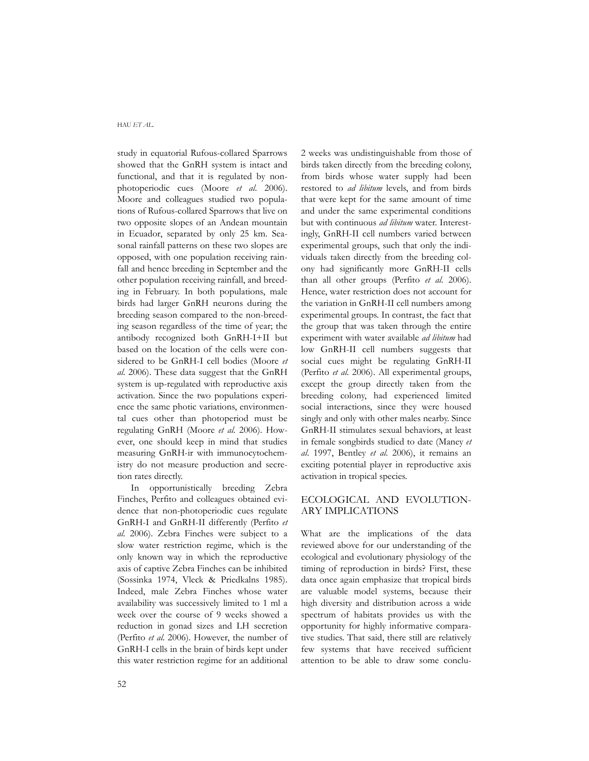study in equatorial Rufous-collared Sparrows showed that the GnRH system is intact and functional, and that it is regulated by non-photoperiodic cues (Moore *et al*. 2006). Moore and colleagues studied two populations of Rufous-collared Sparrows that live on two opposite slopes of an Andean mountain in Ecuador, separated by only 25 km. Seasonal rainfall patterns on these two slopes are opposed, with one population receiving rainfall and hence breeding in September and the other population receiving rainfall, and breeding in February. In both populations, male birds had larger GnRH neurons during the breeding season compared to the non-breeding season regardless of the time of year; the antibody recognized both GnRH-I+II but based on the location of the cells were considered to be GnRH-I cell bodies (Moore *et al*. 2006). These data suggest that the GnRH system is up-regulated with reproductive axis activation. Since the two populations experience the same photic variations, environmental cues other than photoperiod must be regulating GnRH (Moore *et al*. 2006). However, one should keep in mind that studies measuring GnRH-ir with immunocytochemistry do not measure production and secretion rates directly.

In opportunistically breeding Zebra Finches, Perfito and colleagues obtained evidence that non-photoperiodic cues regulate GnRH-I and GnRH-II differently (Perfito *et al*. 2006). Zebra Finches were subject to a slow water restriction regime, which is the only known way in which the reproductive axis of captive Zebra Finches can be inhibited (Sossinka 1974, Vleck & Priedkalns 1985). Indeed, male Zebra Finches whose water availability was successively limited to 1 ml a week over the course of 9 weeks showed a reduction in gonad sizes and LH secretion (Perfito *et al*. 2006). However, the number of GnRH-I cells in the brain of birds kept under this water restriction regime for an additional 2 weeks was undistinguishable from those of birds taken directly from the breeding colony, from birds whose water supply had been restored to *ad libitum* levels, and from birds that were kept for the same amount of time and under the same experimental conditions but with continuous *ad libitum* water. Interestingly, GnRH-II cell numbers varied between experimental groups, such that only the individuals taken directly from the breeding colony had significantly more GnRH-II cells than all other groups (Perfito *et al*. 2006). Hence, water restriction does not account for the variation in GnRH-II cell numbers among experimental groups. In contrast, the fact that the group that was taken through the entire experiment with water available *ad libitum* had low GnRH-II cell numbers suggests that social cues might be regulating GnRH-II (Perfito *et al*. 2006). All experimental groups, except the group directly taken from the breeding colony, had experienced limited social interactions, since they were housed singly and only with other males nearby. Since GnRH-II stimulates sexual behaviors, at least in female songbirds studied to date (Maney *et al*. 1997, Bentley *et al*. 2006), it remains an exciting potential player in reproductive axis activation in tropical species.

## ECOLOGICAL AND EVOLUTIONARY IMPLICATIONS

What are the implications of the data reviewed above for our understanding of the ecological and evolutionary physiology of the timing of reproduction in birds? First, these data once again emphasize that tropical birds are valuable model systems, because their high diversity and distribution across a wide spectrum of habitats provides us with the opportunity for highly informative comparative studies. That said, there still are relatively few systems that have received sufficient attention to be able to draw some conclu-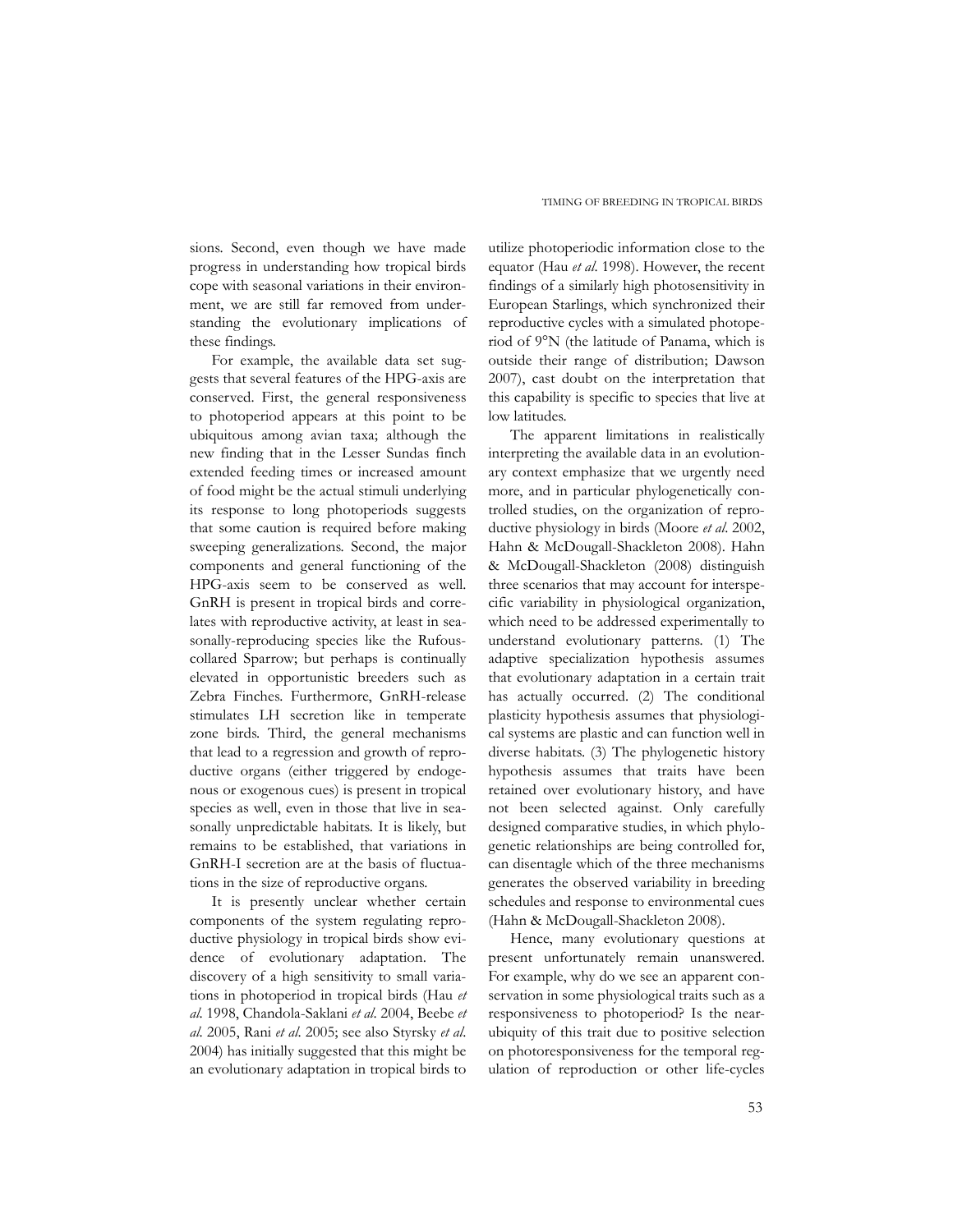sions. Second, even though we have made progress in understanding how tropical birds cope with seasonal variations in their environment, we are still far removed from understanding the evolutionary implications of these findings.

For example, the available data set suggests that several features of the HPG-axis are conserved. First, the general responsiveness to photoperiod appears at this point to be ubiquitous among avian taxa; although the new finding that in the Lesser Sundas finch extended feeding times or increased amount of food might be the actual stimuli underlying its response to long photoperiods suggests that some caution is required before making sweeping generalizations. Second, the major components and general functioning of the HPG-axis seem to be conserved as well. GnRH is present in tropical birds and correlates with reproductive activity, at least in seasonally-reproducing species like the Rufous-collared Sparrow; but perhaps is continually elevated in opportunistic breeders such as Zebra Finches. Furthermore, GnRH-release stimulates LH secretion like in temperate zone birds. Third, the general mechanisms that lead to a regression and growth of reproductive organs (either triggered by endogenous or exogenous cues) is present in tropical species as well, even in those that live in seasonally unpredictable habitats. It is likely, but remains to be established, that variations in GnRH-I secretion are at the basis of fluctuations in the size of reproductive organs.

It is presently unclear whether certain components of the system regulating reproductive physiology in tropical birds show evidence of evolutionary adaptation. The discovery of a high sensitivity to small variations in photoperiod in tropical birds (Hau *et al*. 1998, Chandola-Saklani *et al*. 2004, Beebe *et al*. 2005, Rani *et al*. 2005; see also Styrsky *et al*. 2004) has initially suggested that this might be an evolutionary adaptation in tropical birds to utilize photoperiodic information close to the equator (Hau *et al*. 1998). However, the recent findings of a similarly high photosensitivity in European Starlings, which synchronized their reproductive cycles with a simulated photoperiod of 9°N (the latitude of Panama, which is outside their range of distribution; Dawson 2007), cast doubt on the interpretation that this capability is specific to species that live at low latitudes.

The apparent limitations in realistically interpreting the available data in an evolutionary context emphasize that we urgently need more, and in particular phylogenetically controlled studies, on the organization of reproductive physiology in birds (Moore *et al*. 2002, Hahn & McDougall-Shackleton 2008). Hahn & McDougall-Shackleton (2008) distinguish three scenarios that may account for interspecific variability in physiological organization, which need to be addressed experimentally to understand evolutionary patterns. (1) The adaptive specialization hypothesis assumes that evolutionary adaptation in a certain trait has actually occurred. (2) The conditional plasticity hypothesis assumes that physiological systems are plastic and can function well in diverse habitats. (3) The phylogenetic history hypothesis assumes that traits have been retained over evolutionary history, and have not been selected against. Only carefully designed comparative studies, in which phylogenetic relationships are being controlled for, can disentangle which of the three mechanisms generates the observed variability in breeding schedules and response to environmental cues (Hahn & McDougall-Shackleton 2008).

Hence, many evolutionary questions at present unfortunately remain unanswered. For example, why do we see an apparent conservation in some physiological traits such as a responsiveness to photoperiod? Is the near-ubiquity of this trait due to positive selection on photoresponsiveness for the temporal regulation of reproduction or other life-cycles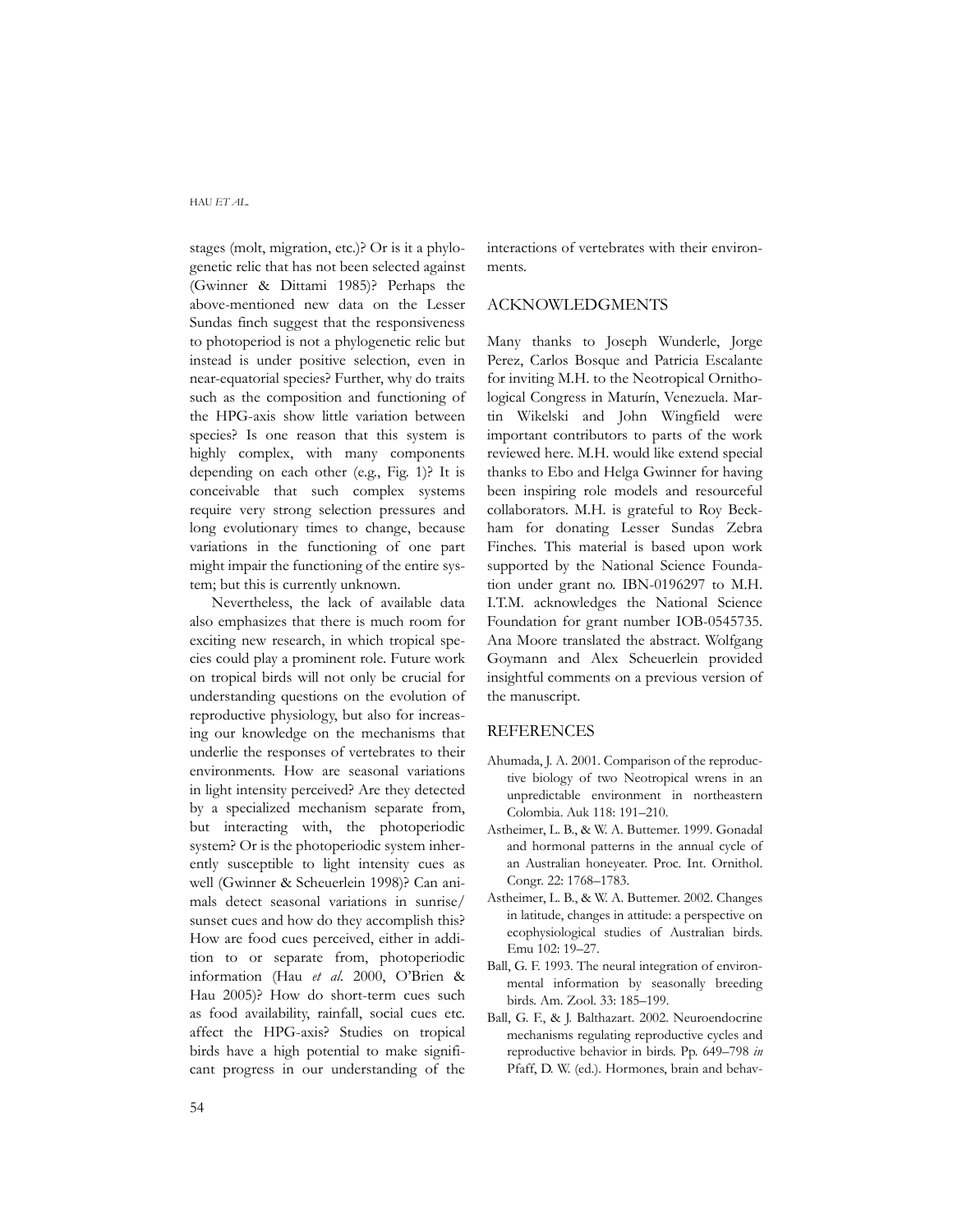stages (molt, migration, etc.)? Or is it a phylogenetic relic that has not been selected against (Gwinner & Dittami 1985)? Perhaps the above-mentioned new data on the Lesser Sundas finch suggest that the responsiveness to photoperiod is not a phylogenetic relic but instead is under positive selection, even in near-equatorial species? Further, why do traits such as the composition and functioning of the HPG-axis show little variation between species? Is one reason that this system is highly complex, with many components depending on each other (e.g., Fig. 1)? It is conceivable that such complex systems require very strong selection pressures and long evolutionary times to change, because variations in the functioning of one part might impair the functioning of the entire system; but this is currently unknown.

Nevertheless, the lack of available data also emphasizes that there is much room for exciting new research, in which tropical species could play a prominent role. Future work on tropical birds will not only be crucial for understanding questions on the evolution of reproductive physiology, but also for increasing our knowledge on the mechanisms that underlie the responses of vertebrates to their environments. How are seasonal variations in light intensity perceived? Are they detected by a specialized mechanism separate from, but interacting with, the photoperiodic system? Or is the photoperiodic system inherently susceptible to light intensity cues as well (Gwinner & Scheuerlein 1998)? Can animals detect seasonal variations in sunrise/sunset cues and how do they accomplish this? How are food cues perceived, either in addition to or separate from, photoperiodic information (Hau *et al.* 2000, O'Brien & Hau 2005)? How do short-term cues such as food availability, rainfall, social cues etc. affect the HPG-axis? Studies on tropical birds have a high potential to make significant progress in our understanding of the interactions of vertebrates with their environments.

## ACKNOWLEDGMENTS

Many thanks to Joseph Wunderle, Jorge Perez, Carlos Bosque and Patricia Escalante for inviting M.H. to the Neotropical Ornithological Congress in Maturín, Venezuela. Martin Wikelski and John Wingfield were important contributors to parts of the work reviewed here. M.H. would like extend special thanks to Ebo and Helga Gwinner for having been inspiring role models and resourceful collaborators. M.H. is grateful to Roy Beckham for donating Lesser Sundas Zebra Finches. This material is based upon work supported by the National Science Foundation under grant no. IBN-0196297 to M.H. I.T.M. acknowledges the National Science Foundation for grant number IOB-0545735. Ana Moore translated the abstract. Wolfgang Goymann and Alex Scheuerlein provided insightful comments on a previous version of the manuscript.

## REFERENCES

Ahumada, J. A. 2001. Comparison of the reproductive biology of two Neotropical wrens in an unpredictable environment in northeastern Colombia. Auk 118: 191–210.

Astheimer, L. B., & W. A. Buttemer. 1999. Gonadal and hormonal patterns in the annual cycle of an Australian honeyeater. Proc. Int. Ornithol. Congr. 22: 1768–1783.

Astheimer, L. B., & W. A. Buttemer. 2002. Changes in latitude, changes in attitude: a perspective on ecophysiological studies of Australian birds. Emu 102: 19–27.

Ball, G. F. 1993. The neural integration of environmental information by seasonally breeding birds. Am. Zool. 33: 185–199.

Ball, G. F., & J. Balthazart. 2002. Neuroendocrine mechanisms regulating reproductive cycles and reproductive behavior in birds. Pp. 649–798 *in* Pfaff, D. W. (ed.). Hormones, brain and behav-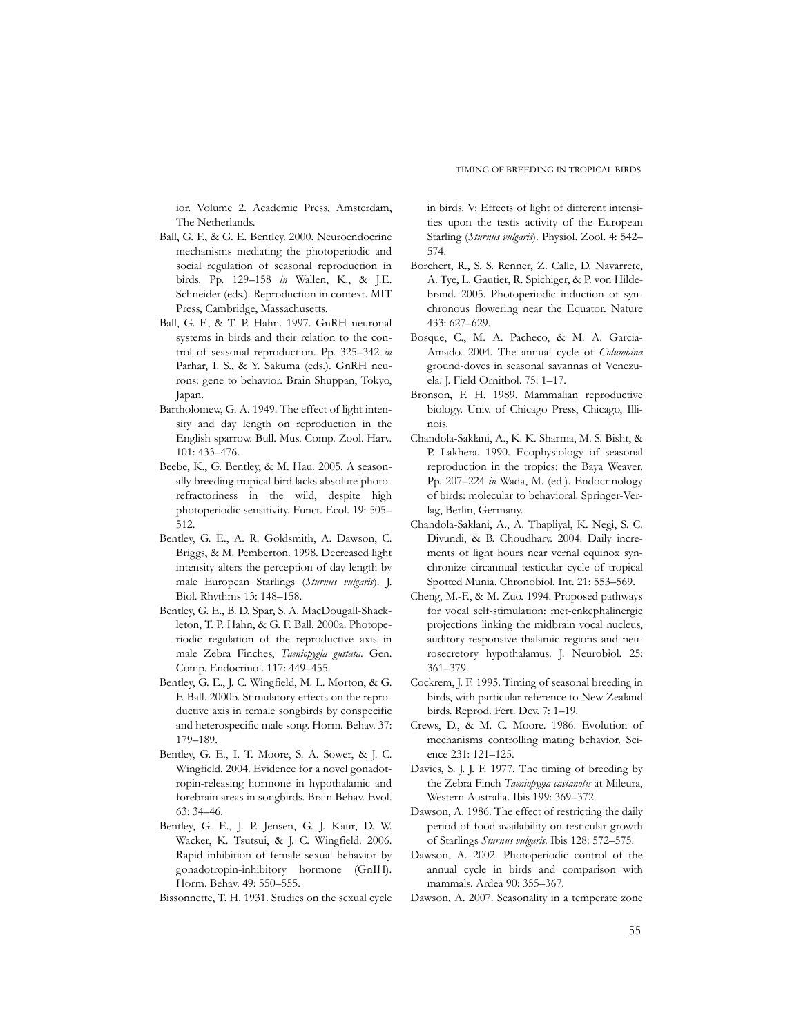ior. Volume 2. Academic Press, Amsterdam, The Netherlands.

Ball, G. F., & G. E. Bentley. 2000. Neuroendocrine mechanisms mediating the photoperiodic and social regulation of seasonal reproduction in birds. Pp. 129–158 *in* Wallen, K., & J.E. Schneider (eds.). Reproduction in context. MIT Press, Cambridge, Massachusetts.

Ball, G. F., & T. P. Hahn. 1997. GnRH neuronal systems in birds and their relation to the control of seasonal reproduction. Pp. 325–342 *in* Parhar, I. S., & Y. Sakuma (eds.). GnRH neurons: gene to behavior. Brain Shuppan, Tokyo, Japan.

Bartholomew, G. A. 1949. The effect of light intensity and day length on reproduction in the English sparrow. Bull. Mus. Comp. Zool. Harv. 101: 433–476.

Beebe, K., G. Bentley, & M. Hau. 2005. A seasonally breeding tropical bird lacks absolute photorefractoriness in the wild, despite high photoperiodic sensitivity. Funct. Ecol. 19: 505–512.

Bentley, G. E., A. R. Goldsmith, A. Dawson, C. Briggs, & M. Pemberton. 1998. Decreased light intensity alters the perception of day length by male European Starlings (*Sturnus vulgaris*). J. Biol. Rhythms 13: 148–158.

Bentley, G. E., B. D. Spar, S. A. MacDougall-Shackleton, T. P. Hahn, & G. F. Ball. 2000a. Photoperiodic regulation of the reproductive axis in male Zebra Finches, *Taeniopygia guttata*. Gen. Comp. Endocrinol. 117: 449–455.

Bentley, G. E., J. C. Wingfield, M. L. Morton, & G. F. Ball. 2000b. Stimulatory effects on the reproductive axis in female songbirds by conspecific and heterospecific male song. Horm. Behav. 37: 179–189.

Bentley, G. E., I. T. Moore, S. A. Sower, & J. C. Wingfield. 2004. Evidence for a novel gonadotropin-releasing hormone in hypothalamic and forebrain areas in songbirds. Brain Behav. Evol. 63: 34–46.

Bentley, G. E., J. P. Jensen, G. J. Kaur, D. W. Wacker, K. Tsutsui, & J. C. Wingfield. 2006. Rapid inhibition of female sexual behavior by gonadotropin-inhibitory hormone (GnIH). Horm. Behav. 49: 550–555.

Bissonnette, T. H. 1931. Studies on the sexual cycle in birds. V: Effects of light of different intensities upon the testis activity of the European Starling (*Sturnus vulgaris*). Physiol. Zool. 4: 542–574.

Borchert, R., S. S. Renner, Z. Calle, D. Navarrete, A. Tye, L. Gautier, R. Spichiger, & P. von Hildebrand. 2005. Photoperiodic induction of synchronous flowering near the Equator. Nature 433: 627–629.

Bosque, C., M. A. Pacheco, & M. A. Garcia-Amado. 2004. The annual cycle of *Columbina* ground-doves in seasonal savannas of Venezuela. J. Field Ornithol. 75: 1–17.

Bronson, F. H. 1989. Mammalian reproductive biology. Univ. of Chicago Press, Chicago, Illinois.

Chandola-Saklani, A., K. K. Sharma, M. S. Bisht, & P. Lakhera. 1990. Ecophysiology of seasonal reproduction in the tropics: the Baya Weaver. Pp. 207–224 *in* Wada, M. (ed.). Endocrinology of birds: molecular to behavioral. Springer-Verlag, Berlin, Germany.

Chandola-Saklani, A., A. Thapliyal, K. Negi, S. C. Diyundi, & B. Choudhary. 2004. Daily increments of light hours near vernal equinox synchronize circannual testicular cycle of tropical Spotted Munia. Chronobiol. Int. 21: 553–569.

Cheng, M.-F., & M. Zuo. 1994. Proposed pathways for vocal self-stimulation: met-enkephalinergic projections linking the midbrain vocal nucleus, auditory-responsive thalamic regions and neurosecretory hypothalamus. J. Neurobiol. 25: 361–379.

Cockrem, J. F. 1995. Timing of seasonal breeding in birds, with particular reference to New Zealand birds. Reprod. Fert. Dev. 7: 1–19.

Crews, D., & M. C. Moore. 1986. Evolution of mechanisms controlling mating behavior. Science 231: 121–125.

Davies, S. J. J. F. 1977. The timing of breeding by the Zebra Finch *Taeniopygia castanotis* at Mileura, Western Australia. Ibis 199: 369–372.

Dawson, A. 1986. The effect of restricting the daily period of food availability on testicular growth of Starlings *Sturnus vulgaris*. Ibis 128: 572–575.

Dawson, A. 2002. Photoperiodic control of the annual cycle in birds and comparison with mammals. Ardea 90: 355–367.

Dawson, A. 2007. Seasonality in a temperate zone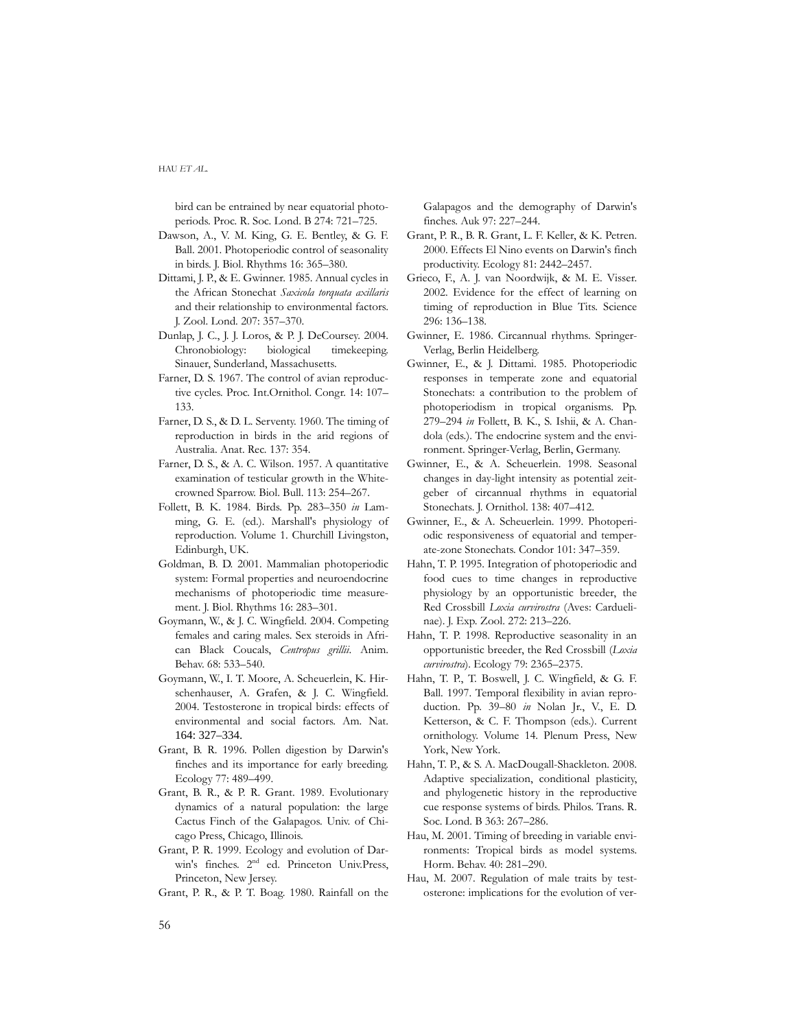bird can be entrained by near equatorial photoperiods. Proc. R. Soc. Lond. B 274: 721–725.

Dawson, A., V. M. King, G. E. Bentley, & G. F. Ball. 2001. Photoperiodic control of seasonality in birds. J. Biol. Rhythms 16: 365–380.

Dittami, J. P., & E. Gwinner. 1985. Annual cycles in the African Stonechat *Saxicola torquata axillaris* and their relationship to environmental factors. J. Zool. Lond. 207: 357–370.

Dunlap, J. C., J. J. Loros, & P. J. DeCoursey. 2004. Chronobiology: biological timekeeping. Sinauer, Sunderland, Massachusetts.

Farner, D. S. 1967. The control of avian reproductive cycles. Proc. Int.Ornithol. Congr. 14: 107–133.

Farner, D. S., & D. L. Serventy. 1960. The timing of reproduction in birds in the arid regions of Australia. Anat. Rec. 137: 354.

Farner, D. S., & A. C. Wilson. 1957. A quantitative examination of testicular growth in the White-crowned Sparrow. Biol. Bull. 113: 254–267.

Follett, B. K. 1984. Birds. Pp. 283–350 *in* Lamming, G. E. (ed.). Marshall's physiology of reproduction. Volume 1. Churchill Livingston, Edinburgh, UK.

Goldman, B. D. 2001. Mammalian photoperiodic system: Formal properties and neuroendocrine mechanisms of photoperiodic time measurement. J. Biol. Rhythms 16: 283–301.

Goymann, W., & J. C. Wingfield. 2004. Competing females and caring males. Sex steroids in African Black Coucals, *Centropus grillii*. Anim. Behav. 68: 533–540.

Goymann, W., I. T. Moore, A. Scheuerlein, K. Hirschenhauser, A. Grafen, & J. C. Wingfield. 2004. Testosterone in tropical birds: effects of environmental and social factors. Am. Nat. 164: 327–334.

Grant, B. R. 1996. Pollen digestion by Darwin's finches and its importance for early breeding. Ecology 77: 489–499.

Grant, B. R., & P. R. Grant. 1989. Evolutionary dynamics of a natural population: the large Cactus Finch of the Galapagos. Univ. of Chicago Press, Chicago, Illinois.

Grant, P. R. 1999. Ecology and evolution of Darwin's finches. 2nd ed. Princeton Univ.Press, Princeton, New Jersey.

Grant, P. R., & P. T. Boag. 1980. Rainfall on the Galapagos and the demography of Darwin's finches. Auk 97: 227–244.

Grant, P. R., B. R. Grant, L. F. Keller, & K. Petren. 2000. Effects El Nino events on Darwin's finch productivity. Ecology 81: 2442–2457.

Grieco, F., A. J. van Noordwijk, & M. E. Visser. 2002. Evidence for the effect of learning on timing of reproduction in Blue Tits. Science 296: 136–138.

Gwinner, E. 1986. Circannual rhythms. Springer-Verlag, Berlin Heidelberg.

Gwinner, E., & J. Dittami. 1985. Photoperiodic responses in temperate zone and equatorial Stonechats: a contribution to the problem of photoperiodism in tropical organisms. Pp. 279–294 *in* Follett, B. K., S. Ishii, & A. Chandola (eds.). The endocrine system and the environment. Springer-Verlag, Berlin, Germany.

Gwinner, E., & A. Scheuerlein. 1998. Seasonal changes in day-light intensity as potential zeitgeber of circannual rhythms in equatorial Stonechats. J. Ornithol. 138: 407–412.

Gwinner, E., & A. Scheuerlein. 1999. Photoperiodic responsiveness of equatorial and temperate-zone Stonechats. Condor 101: 347–359.

Hahn, T. P. 1995. Integration of photoperiodic and food cues to time changes in reproductive physiology by an opportunistic breeder, the Red Crossbill *Loxia curvirostra* (Aves: Carduelinae). J. Exp. Zool. 272: 213–226.

Hahn, T. P. 1998. Reproductive seasonality in an opportunistic breeder, the Red Crossbill (*Loxia curvirostra*). Ecology 79: 2365–2375.

Hahn, T. P., T. Boswell, J. C. Wingfield, & G. F. Ball. 1997. Temporal flexibility in avian reproduction. Pp. 39–80 *in* Nolan Jr., V., E. D. Ketterson, & C. F. Thompson (eds.). Current ornithology. Volume 14. Plenum Press, New York, New York.

Hahn, T. P., & S. A. MacDougall-Shackleton. 2008. Adaptive specialization, conditional plasticity, and phylogenetic history in the reproductive cue response systems of birds. Philos. Trans. R. Soc. Lond. B 363: 267–286.

Hau, M. 2001. Timing of breeding in variable environments: Tropical birds as model systems. Horm. Behav. 40: 281–290.

Hau, M. 2007. Regulation of male traits by testosterone: implications for the evolution of ver-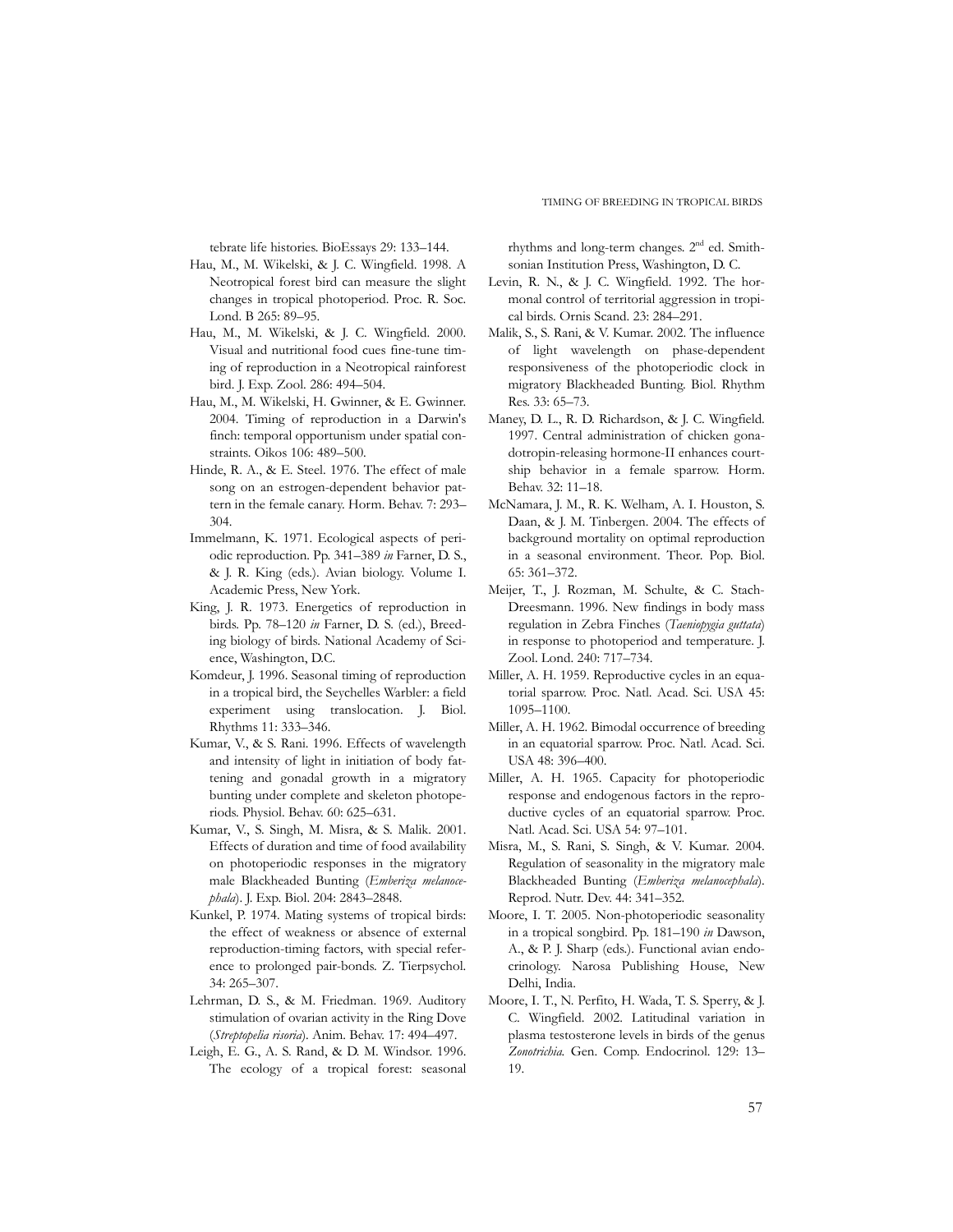tebrate life histories. BioEssays 29: 133–144.

Hau, M., M. Wikelski, & J. C. Wingfield. 1998. A Neotropical forest bird can measure the slight changes in tropical photoperiod. Proc. R. Soc. Lond. B 265: 89–95.

Hau, M., M. Wikelski, & J. C. Wingfield. 2000. Visual and nutritional food cues fine-tune timing of reproduction in a Neotropical rainforest bird. J. Exp. Zool. 286: 494–504.

Hau, M., M. Wikelski, H. Gwinner, & E. Gwinner. 2004. Timing of reproduction in a Darwin's finch: temporal opportunism under spatial constraints. Oikos 106: 489–500.

Hinde, R. A., & E. Steel. 1976. The effect of male song on an estrogen-dependent behavior pattern in the female canary. Horm. Behav. 7: 293–304.

Immelmann, K. 1971. Ecological aspects of periodic reproduction. Pp. 341–389 *in* Farner, D. S., & J. R. King (eds.). Avian biology. Volume I. Academic Press, New York.

King, J. R. 1973. Energetics of reproduction in birds. Pp. 78–120 *in* Farner, D. S. (ed.), Breeding biology of birds. National Academy of Science, Washington, D.C.

Komdeur, J. 1996. Seasonal timing of reproduction in a tropical bird, the Seychelles Warbler: a field experiment using translocation. J. Biol. Rhythms 11: 333–346.

Kumar, V., & S. Rani. 1996. Effects of wavelength and intensity of light in initiation of body fattening and gonadal growth in a migratory bunting under complete and skeleton photoperiods. Physiol. Behav. 60: 625–631.

Kumar, V., S. Singh, M. Misra, & S. Malik. 2001. Effects of duration and time of food availability on photoperiodic responses in the migratory male Blackheaded Bunting (*Emberiza melanocephala*). J. Exp. Biol. 204: 2843–2848.

Kunkel, P. 1974. Mating systems of tropical birds: the effect of weakness or absence of external reproduction-timing factors, with special reference to prolonged pair-bonds. Z. Tierpsychol. 34: 265–307.

Lehrman, D. S., & M. Friedman. 1969. Auditory stimulation of ovarian activity in the Ring Dove (*Streptopelia risoria*). Anim. Behav. 17: 494–497.

Leigh, E. G., A. S. Rand, & D. M. Windsor. 1996. The ecology of a tropical forest: seasonal rhythms and long-term changes. 2nd ed. Smithsonian Institution Press, Washington, D. C.

Levin, R. N., & J. C. Wingfield. 1992. The hormonal control of territorial aggression in tropical birds. Ornis Scand. 23: 284–291.

Malik, S., S. Rani, & V. Kumar. 2002. The influence of light wavelength on phase-dependent responsiveness of the photoperiodic clock in migratory Blackheaded Bunting. Biol. Rhythm Res. 33: 65–73.

Maney, D. L., R. D. Richardson, & J. C. Wingfield. 1997. Central administration of chicken gonadotropin-releasing hormone-II enhances courtship behavior in a female sparrow. Horm. Behav. 32: 11–18.

McNamara, J. M., R. K. Welham, A. I. Houston, S. Daan, & J. M. Tinbergen. 2004. The effects of background mortality on optimal reproduction in a seasonal environment. Theor. Pop. Biol. 65: 361–372.

Meijer, T., J. Rozman, M. Schulte, & C. Stach-Dreesmann. 1996. New findings in body mass regulation in Zebra Finches (*Taeniopygia guttata*) in response to photoperiod and temperature. J. Zool. Lond. 240: 717–734.

Miller, A. H. 1959. Reproductive cycles in an equatorial sparrow. Proc. Natl. Acad. Sci. USA 45: 1095–1100.

Miller, A. H. 1962. Bimodal occurrence of breeding in an equatorial sparrow. Proc. Natl. Acad. Sci. USA 48: 396–400.

Miller, A. H. 1965. Capacity for photoperiodic response and endogenous factors in the reproductive cycles of an equatorial sparrow. Proc. Natl. Acad. Sci. USA 54: 97–101.

Misra, M., S. Rani, S. Singh, & V. Kumar. 2004. Regulation of seasonality in the migratory male Blackheaded Bunting (*Emberiza melanocephala*). Reprod. Nutr. Dev. 44: 341–352.

Moore, I. T. 2005. Non-photoperiodic seasonality in a tropical songbird. Pp. 181–190 *in* Dawson, A., & P. J. Sharp (eds.). Functional avian endocrinology. Narosa Publishing House, New Delhi, India.

Moore, I. T., N. Perfito, H. Wada, T. S. Sperry, & J. C. Wingfield. 2002. Latitudinal variation in plasma testosterone levels in birds of the genus *Zonotrichia.* Gen. Comp. Endocrinol. 129: 13–19.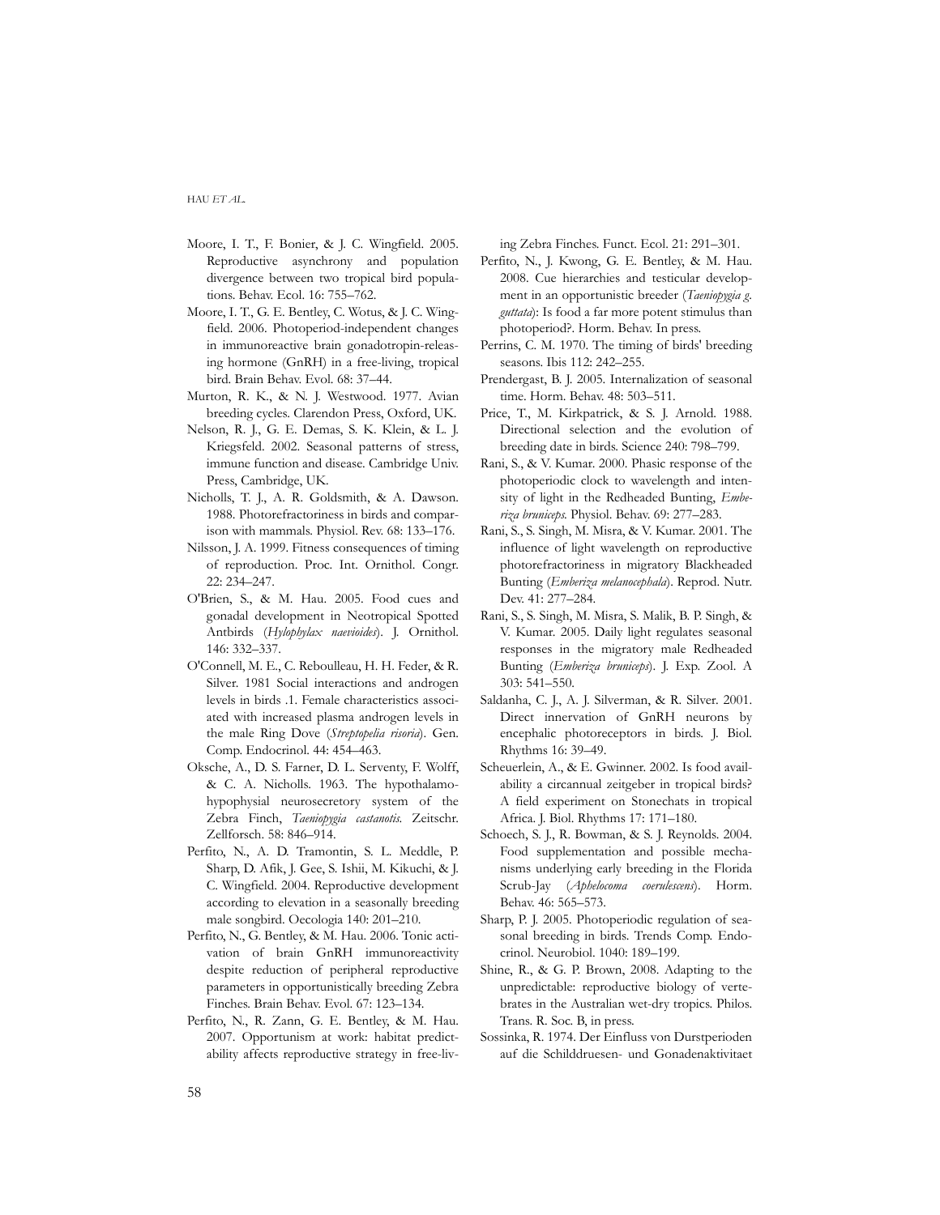Moore, I. T., F. Bonier, & J. C. Wingfield. 2005. Reproductive asynchrony and population divergence between two tropical bird populations. Behav. Ecol. 16: 755–762.

Moore, I. T., G. E. Bentley, C. Wotus, & J. C. Wingfield. 2006. Photoperiod-independent changes in immunoreactive brain gonadotropin-releasing hormone (GnRH) in a free-living, tropical bird. Brain Behav. Evol. 68: 37–44.

Murton, R. K., & N. J. Westwood. 1977. Avian breeding cycles. Clarendon Press, Oxford, UK.

Nelson, R. J., G. E. Demas, S. K. Klein, & L. J. Kriegsfeld. 2002. Seasonal patterns of stress, immune function and disease. Cambridge Univ. Press, Cambridge, UK.

Nicholls, T. J., A. R. Goldsmith, & A. Dawson. 1988. Photorefractoriness in birds and comparison with mammals. Physiol. Rev. 68: 133–176.

Nilsson, J. A. 1999. Fitness consequences of timing of reproduction. Proc. Int. Ornithol. Congr. 22: 234–247.

O'Brien, S., & M. Hau. 2005. Food cues and gonadal development in Neotropical Spotted Antbirds (*Hylophylax naevioides*). J. Ornithol. 146: 332–337.

O'Connell, M. E., C. Reboulleau, H. H. Feder, & R. Silver. 1981 Social interactions and androgen levels in birds .1. Female characteristics associated with increased plasma androgen levels in the male Ring Dove (*Streptopelia risoria*). Gen. Comp. Endocrinol. 44: 454–463.

Oksche, A., D. S. Farner, D. L. Serventy, F. Wolff, & C. A. Nicholls. 1963. The hypothalamo-hypophysial neurosecretory system of the Zebra Finch, *Taeniopygia castanotis.* Zeitschr. Zellforsch. 58: 846–914.

Perfito, N., A. D. Tramontin, S. L. Meddle, P. Sharp, D. Afik, J. Gee, S. Ishii, M. Kikuchi, & J. C. Wingfield. 2004. Reproductive development according to elevation in a seasonally breeding male songbird. Oecologia 140: 201–210.

Perfito, N., G. Bentley, & M. Hau. 2006. Tonic activation of brain GnRH immunoreactivity despite reduction of peripheral reproductive parameters in opportunistically breeding Zebra Finches. Brain Behav. Evol. 67: 123–134.

Perfito, N., R. Zann, G. E. Bentley, & M. Hau. 2007. Opportunism at work: habitat predictability affects reproductive strategy in free-living Zebra Finches. Funct. Ecol. 21: 291–301.

Perfito, N., J. Kwong, G. E. Bentley, & M. Hau. 2008. Cue hierarchies and testicular development in an opportunistic breeder (*Taeniopygia g. guttata*): Is food a far more potent stimulus than photoperiod?. Horm. Behav. In press.

Perrins, C. M. 1970. The timing of birds' breeding seasons. Ibis 112: 242–255.

Prendergast, B. J. 2005. Internalization of seasonal time. Horm. Behav. 48: 503–511.

Price, T., M. Kirkpatrick, & S. J. Arnold. 1988. Directional selection and the evolution of breeding date in birds. Science 240: 798–799.

Rani, S., & V. Kumar. 2000. Phasic response of the photoperiodic clock to wavelength and intensity of light in the Redheaded Bunting, *Emberiza bruniceps.* Physiol. Behav. 69: 277–283.

Rani, S., S. Singh, M. Misra, & V. Kumar. 2001. The influence of light wavelength on reproductive photorefractoriness in migratory Blackheaded Bunting (*Emberiza melanocephala*). Reprod. Nutr. Dev. 41: 277–284.

Rani, S., S. Singh, M. Misra, S. Malik, B. P. Singh, & V. Kumar. 2005. Daily light regulates seasonal responses in the migratory male Redheaded Bunting (*Emberiza bruniceps*). J. Exp. Zool. A 303: 541–550.

Saldanha, C. J., A. J. Silverman, & R. Silver. 2001. Direct innervation of GnRH neurons by encephalic photoreceptors in birds. J. Biol. Rhythms 16: 39–49.

Scheuerlein, A., & E. Gwinner. 2002. Is food availability a circannual zeitgeber in tropical birds? A field experiment on Stonechats in tropical Africa. J. Biol. Rhythms 17: 171–180.

Schoech, S. J., R. Bowman, & S. J. Reynolds. 2004. Food supplementation and possible mechanisms underlying early breeding in the Florida Scrub-Jay (*Aphelocoma coerulescens*). Horm. Behav. 46: 565–573.

Sharp, P. J. 2005. Photoperiodic regulation of seasonal breeding in birds. Trends Comp. Endocrinol. Neurobiol. 1040: 189–199.

Shine, R., & G. P. Brown, 2008. Adapting to the unpredictable: reproductive biology of vertebrates in the Australian wet-dry tropics. Philos. Trans. R. Soc. B, in press.

Sossinka, R. 1974. Der Einfluss von Durstperioden auf die Schilddruesen- und Gonadenaktivitaet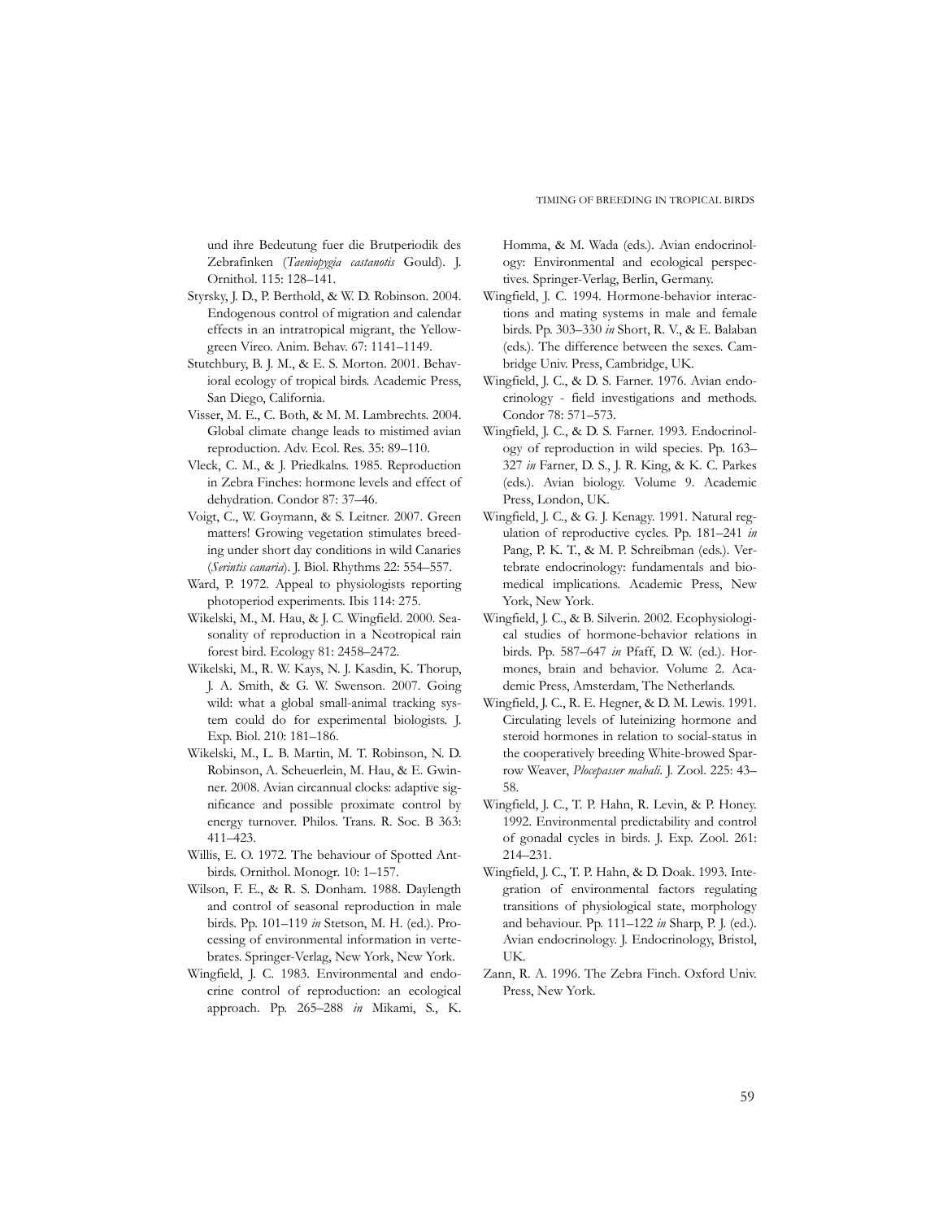und ihre Bedeutung fuer die Brutperiodik des Zebrafinken (*Taeniopygia castanotis* Gould). J. Ornithol. 115: 128–141.

Styrsky, J. D., P. Berthold, & W. D. Robinson. 2004. Endogenous control of migration and calendar effects in an intratropical migrant, the Yellow-green Vireo. Anim. Behav. 67: 1141–1149.

Stutchbury, B. J. M., & E. S. Morton. 2001. Behavioral ecology of tropical birds. Academic Press, San Diego, California.

Visser, M. E., C. Both, & M. M. Lambrechts. 2004. Global climate change leads to mistimed avian reproduction. Adv. Ecol. Res. 35: 89–110.

Vleck, C. M., & J. Priedkalns. 1985. Reproduction in Zebra Finches: hormone levels and effect of dehydration. Condor 87: 37–46.

Voigt, C., W. Goymann, & S. Leitner. 2007. Green matters! Growing vegetation stimulates breeding under short day conditions in wild Canaries (*Serintis canaria*). J. Biol. Rhythms 22: 554–557.

Ward, P. 1972. Appeal to physiologists reporting photoperiod experiments. Ibis 114: 275.

Wikelski, M., M. Hau, & J. C. Wingfield. 2000. Seasonality of reproduction in a Neotropical rain forest bird. Ecology 81: 2458–2472.

Wikelski, M., R. W. Kays, N. J. Kasdin, K. Thorup, J. A. Smith, & G. W. Swenson. 2007. Going wild: what a global small-animal tracking system could do for experimental biologists. J. Exp. Biol. 210: 181–186.

Wikelski, M., L. B. Martin, M. T. Robinson, N. D. Robinson, A. Scheuerlein, M. Hau, & E. Gwinner. 2008. Avian circannual clocks: adaptive significance and possible proximate control by energy turnover. Philos. Trans. R. Soc. B 363: 411–423.

Willis, E. O. 1972. The behaviour of Spotted Antbirds. Ornithol. Monogr. 10: 1–157.

Wilson, F. E., & R. S. Donham. 1988. Daylength and control of seasonal reproduction in male birds. Pp. 101–119 *in* Stetson, M. H. (ed.). Processing of environmental information in vertebrates. Springer-Verlag, New York, New York.

Wingfield, J. C. 1983. Environmental and endocrine control of reproduction: an ecological approach. Pp. 265–288 *in* Mikami, S., K. Homma, & M. Wada (eds.). Avian endocrinology: Environmental and ecological perspectives. Springer-Verlag, Berlin, Germany.

Wingfield, J. C. 1994. Hormone-behavior interactions and mating systems in male and female birds. Pp. 303–330 *in* Short, R. V., & E. Balaban (eds.). The difference between the sexes. Cambridge Univ. Press, Cambridge, UK.

Wingfield, J. C., & D. S. Farner. 1976. Avian endocrinology - field investigations and methods. Condor 78: 571–573.

Wingfield, J. C., & D. S. Farner. 1993. Endocrinology of reproduction in wild species. Pp. 163–327 *in* Farner, D. S., J. R. King, & K. C. Parkes (eds.). Avian biology. Volume 9. Academic Press, London, UK.

Wingfield, J. C., & G. J. Kenagy. 1991. Natural regulation of reproductive cycles. Pp. 181–241 *in* Pang, P. K. T., & M. P. Schreibman (eds.). Vertebrate endocrinology: fundamentals and biomedical implications. Academic Press, New York, New York.

Wingfield, J. C., & B. Silverin. 2002. Ecophysiological studies of hormone-behavior relations in birds. Pp. 587–647 *in* Pfaff, D. W. (ed.). Hormones, brain and behavior. Volume 2. Academic Press, Amsterdam, The Netherlands.

Wingfield, J. C., R. E. Hegner, & D. M. Lewis. 1991. Circulating levels of luteinizing hormone and steroid hormones in relation to social-status in the cooperatively breeding White-browed Sparrow Weaver, *Plocepasser mahali*. J. Zool. 225: 43–58.

Wingfield, J. C., T. P. Hahn, R. Levin, & P. Honey. 1992. Environmental predictability and control of gonadal cycles in birds. J. Exp. Zool. 261: 214–231.

Wingfield, J. C., T. P. Hahn, & D. Doak. 1993. Integration of environmental factors regulating transitions of physiological state, morphology and behaviour. Pp. 111–122 *in* Sharp, P. J. (ed.). Avian endocrinology. J. Endocrinology, Bristol, UK.

Zann, R. A. 1996. The Zebra Finch. Oxford Univ. Press, New York.